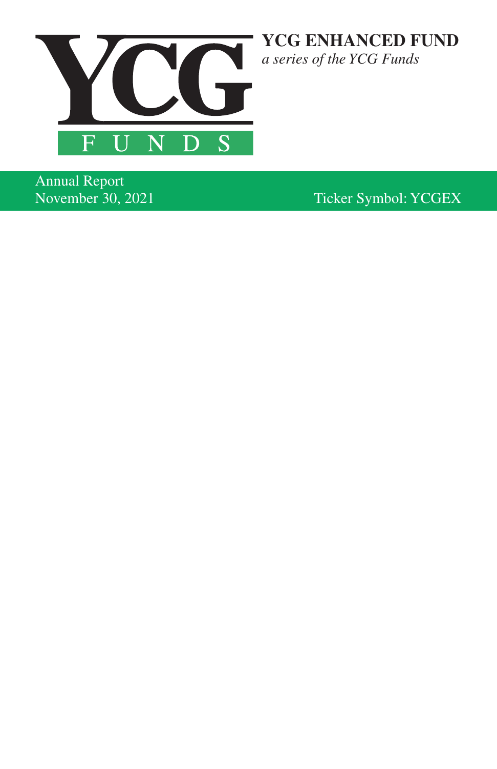YCG FUNDS

# YCG ENHANCED FUND

*a series of the YCG Funds*

Annual Report
November 30, 2021

Ticker Symbol: YCGEX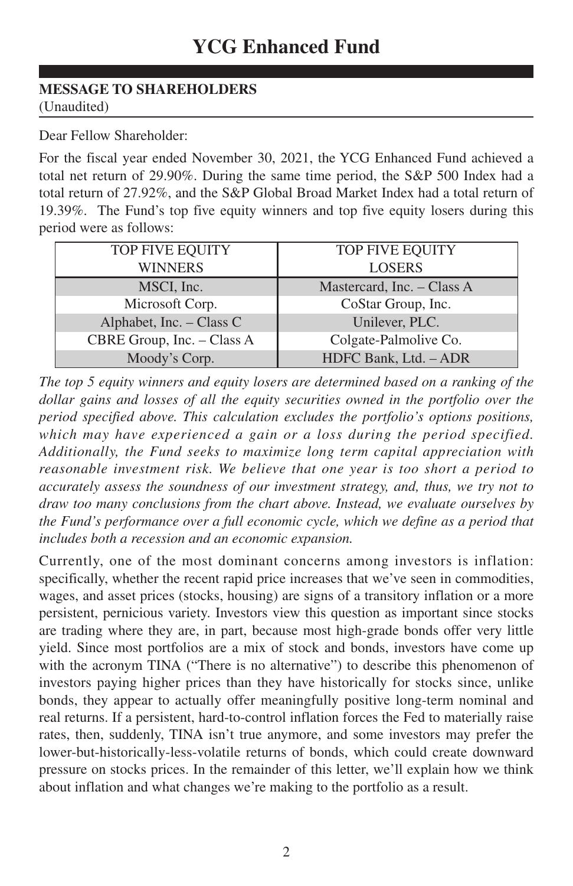# YCG Enhanced Fund

**MESSAGE TO SHAREHOLDERS**
(Unaudited)

Dear Fellow Shareholder:

For the fiscal year ended November 30, 2021, the YCG Enhanced Fund achieved a total net return of 29.90%. During the same time period, the S&P 500 Index had a total return of 27.92%, and the S&P Global Broad Market Index had a total return of 19.39%. The Fund's top five equity winners and top five equity losers during this period were as follows:

| TOP FIVE EQUITY WINNERS | TOP FIVE EQUITY LOSERS |
|---|---|
| MSCI, Inc. | Mastercard, Inc. – Class A |
| Microsoft Corp. | CoStar Group, Inc. |
| Alphabet, Inc. – Class C | Unilever, PLC. |
| CBRE Group, Inc. – Class A | Colgate-Palmolive Co. |
| Moody's Corp. | HDFC Bank, Ltd. – ADR |

*The top 5 equity winners and equity losers are determined based on a ranking of the dollar gains and losses of all the equity securities owned in the portfolio over the period specified above. This calculation excludes the portfolio's options positions, which may have experienced a gain or a loss during the period specified. Additionally, the Fund seeks to maximize long term capital appreciation with reasonable investment risk. We believe that one year is too short a period to accurately assess the soundness of our investment strategy, and, thus, we try not to draw too many conclusions from the chart above. Instead, we evaluate ourselves by the Fund's performance over a full economic cycle, which we define as a period that includes both a recession and an economic expansion.*

Currently, one of the most dominant concerns among investors is inflation: specifically, whether the recent rapid price increases that we've seen in commodities, wages, and asset prices (stocks, housing) are signs of a transitory inflation or a more persistent, pernicious variety. Investors view this question as important since stocks are trading where they are, in part, because most high-grade bonds offer very little yield. Since most portfolios are a mix of stock and bonds, investors have come up with the acronym TINA ("There is no alternative") to describe this phenomenon of investors paying higher prices than they have historically for stocks since, unlike bonds, they appear to actually offer meaningfully positive long-term nominal and real returns. If a persistent, hard-to-control inflation forces the Fed to materially raise rates, then, suddenly, TINA isn't true anymore, and some investors may prefer the lower-but-historically-less-volatile returns of bonds, which could create downward pressure on stocks prices. In the remainder of this letter, we'll explain how we think about inflation and what changes we're making to the portfolio as a result.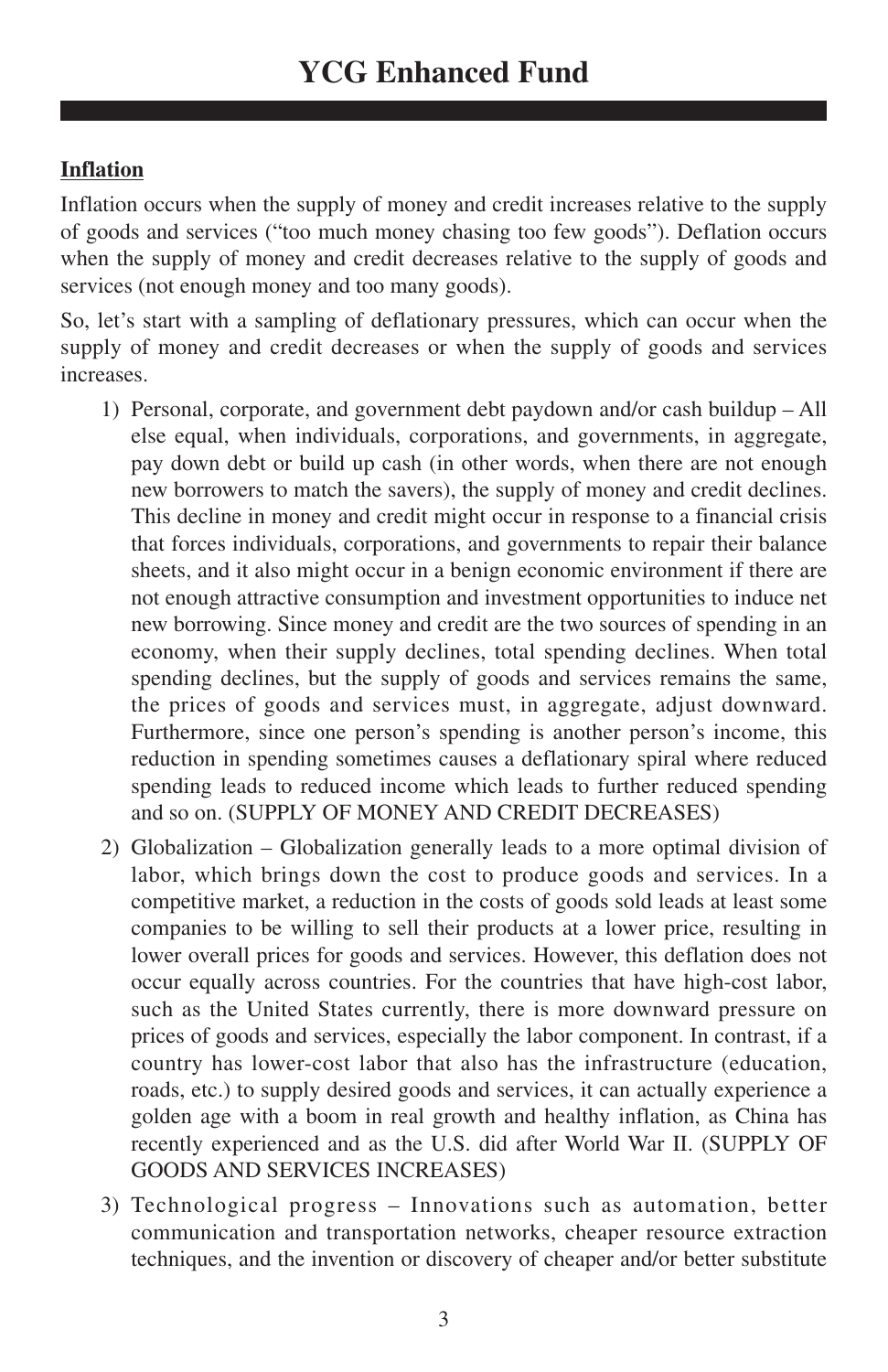## Inflation

Inflation occurs when the supply of money and credit increases relative to the supply of goods and services ("too much money chasing too few goods"). Deflation occurs when the supply of money and credit decreases relative to the supply of goods and services (not enough money and too many goods).

So, let's start with a sampling of deflationary pressures, which can occur when the supply of money and credit decreases or when the supply of goods and services increases.

1) Personal, corporate, and government debt paydown and/or cash buildup – All else equal, when individuals, corporations, and governments, in aggregate, pay down debt or build up cash (in other words, when there are not enough new borrowers to match the savers), the supply of money and credit declines. This decline in money and credit might occur in response to a financial crisis that forces individuals, corporations, and governments to repair their balance sheets, and it also might occur in a benign economic environment if there are not enough attractive consumption and investment opportunities to induce net new borrowing. Since money and credit are the two sources of spending in an economy, when their supply declines, total spending declines. When total spending declines, but the supply of goods and services remains the same, the prices of goods and services must, in aggregate, adjust downward. Furthermore, since one person's spending is another person's income, this reduction in spending sometimes causes a deflationary spiral where reduced spending leads to reduced income which leads to further reduced spending and so on. (SUPPLY OF MONEY AND CREDIT DECREASES)
2) Globalization – Globalization generally leads to a more optimal division of labor, which brings down the cost to produce goods and services. In a competitive market, a reduction in the costs of goods sold leads at least some companies to be willing to sell their products at a lower price, resulting in lower overall prices for goods and services. However, this deflation does not occur equally across countries. For the countries that have high-cost labor, such as the United States currently, there is more downward pressure on prices of goods and services, especially the labor component. In contrast, if a country has lower-cost labor that also has the infrastructure (education, roads, etc.) to supply desired goods and services, it can actually experience a golden age with a boom in real growth and healthy inflation, as China has recently experienced and as the U.S. did after World War II. (SUPPLY OF GOODS AND SERVICES INCREASES)
3) Technological progress – Innovations such as automation, better communication and transportation networks, cheaper resource extraction techniques, and the invention or discovery of cheaper and/or better substitute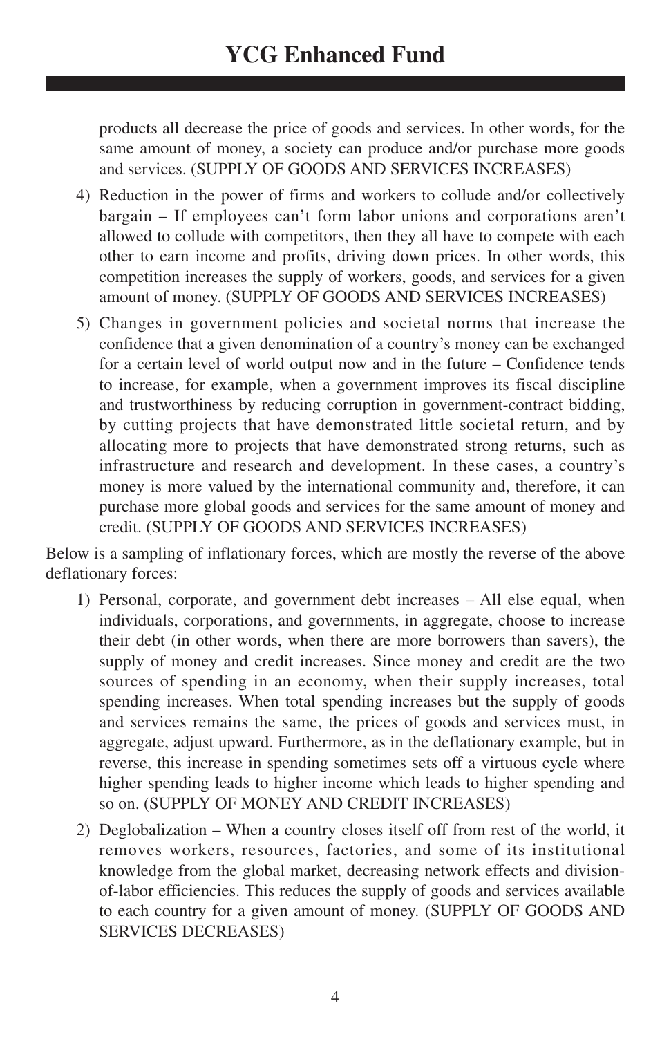products all decrease the price of goods and services. In other words, for the same amount of money, a society can produce and/or purchase more goods and services. (SUPPLY OF GOODS AND SERVICES INCREASES)

4) Reduction in the power of firms and workers to collude and/or collectively bargain – If employees can't form labor unions and corporations aren't allowed to collude with competitors, then they all have to compete with each other to earn income and profits, driving down prices. In other words, this competition increases the supply of workers, goods, and services for a given amount of money. (SUPPLY OF GOODS AND SERVICES INCREASES)

5) Changes in government policies and societal norms that increase the confidence that a given denomination of a country's money can be exchanged for a certain level of world output now and in the future – Confidence tends to increase, for example, when a government improves its fiscal discipline and trustworthiness by reducing corruption in government-contract bidding, by cutting projects that have demonstrated little societal return, and by allocating more to projects that have demonstrated strong returns, such as infrastructure and research and development. In these cases, a country's money is more valued by the international community and, therefore, it can purchase more global goods and services for the same amount of money and credit. (SUPPLY OF GOODS AND SERVICES INCREASES)

Below is a sampling of inflationary forces, which are mostly the reverse of the above deflationary forces:

1) Personal, corporate, and government debt increases – All else equal, when individuals, corporations, and governments, in aggregate, choose to increase their debt (in other words, when there are more borrowers than savers), the supply of money and credit increases. Since money and credit are the two sources of spending in an economy, when their supply increases, total spending increases. When total spending increases but the supply of goods and services remains the same, the prices of goods and services must, in aggregate, adjust upward. Furthermore, as in the deflationary example, but in reverse, this increase in spending sometimes sets off a virtuous cycle where higher spending leads to higher income which leads to higher spending and so on. (SUPPLY OF MONEY AND CREDIT INCREASES)

2) Deglobalization – When a country closes itself off from rest of the world, it removes workers, resources, factories, and some of its institutional knowledge from the global market, decreasing network effects and division-of-labor efficiencies. This reduces the supply of goods and services available to each country for a given amount of money. (SUPPLY OF GOODS AND SERVICES DECREASES)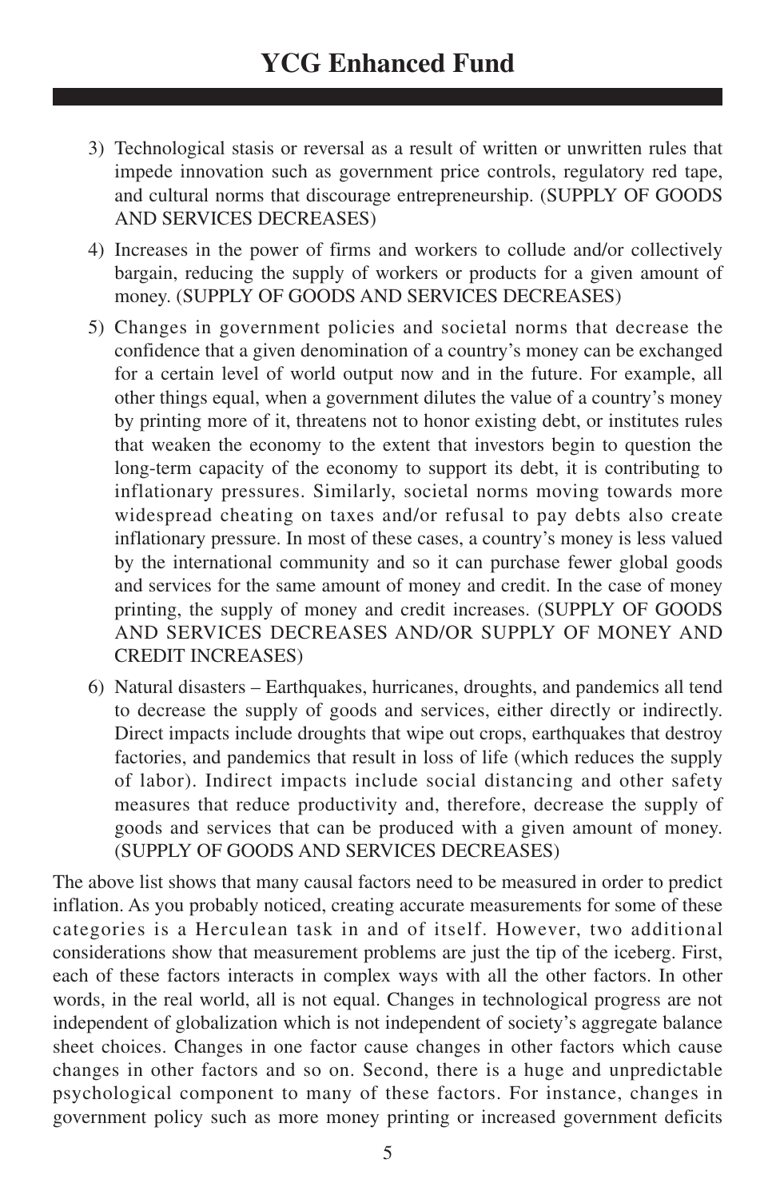3) Technological stasis or reversal as a result of written or unwritten rules that impede innovation such as government price controls, regulatory red tape, and cultural norms that discourage entrepreneurship. (SUPPLY OF GOODS AND SERVICES DECREASES)
4) Increases in the power of firms and workers to collude and/or collectively bargain, reducing the supply of workers or products for a given amount of money. (SUPPLY OF GOODS AND SERVICES DECREASES)
5) Changes in government policies and societal norms that decrease the confidence that a given denomination of a country's money can be exchanged for a certain level of world output now and in the future. For example, all other things equal, when a government dilutes the value of a country's money by printing more of it, threatens not to honor existing debt, or institutes rules that weaken the economy to the extent that investors begin to question the long-term capacity of the economy to support its debt, it is contributing to inflationary pressures. Similarly, societal norms moving towards more widespread cheating on taxes and/or refusal to pay debts also create inflationary pressure. In most of these cases, a country's money is less valued by the international community and so it can purchase fewer global goods and services for the same amount of money and credit. In the case of money printing, the supply of money and credit increases. (SUPPLY OF GOODS AND SERVICES DECREASES AND/OR SUPPLY OF MONEY AND CREDIT INCREASES)
6) Natural disasters – Earthquakes, hurricanes, droughts, and pandemics all tend to decrease the supply of goods and services, either directly or indirectly. Direct impacts include droughts that wipe out crops, earthquakes that destroy factories, and pandemics that result in loss of life (which reduces the supply of labor). Indirect impacts include social distancing and other safety measures that reduce productivity and, therefore, decrease the supply of goods and services that can be produced with a given amount of money. (SUPPLY OF GOODS AND SERVICES DECREASES)

The above list shows that many causal factors need to be measured in order to predict inflation. As you probably noticed, creating accurate measurements for some of these categories is a Herculean task in and of itself. However, two additional considerations show that measurement problems are just the tip of the iceberg. First, each of these factors interacts in complex ways with all the other factors. In other words, in the real world, all is not equal. Changes in technological progress are not independent of globalization which is not independent of society's aggregate balance sheet choices. Changes in one factor cause changes in other factors which cause changes in other factors and so on. Second, there is a huge and unpredictable psychological component to many of these factors. For instance, changes in government policy such as more money printing or increased government deficits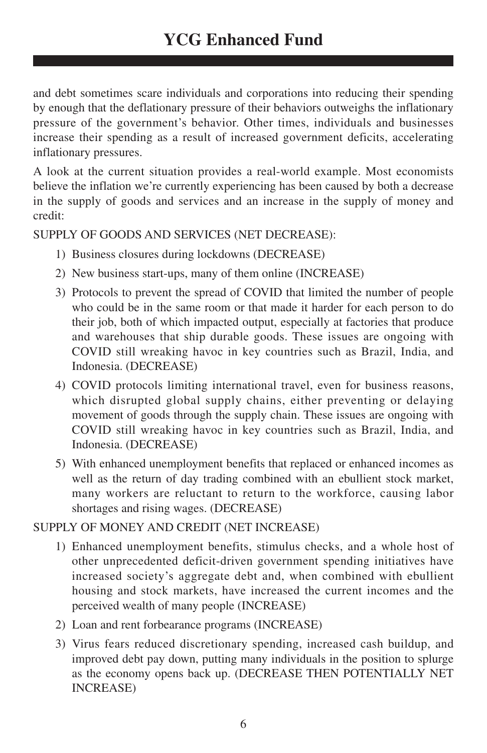and debt sometimes scare individuals and corporations into reducing their spending by enough that the deflationary pressure of their behaviors outweighs the inflationary pressure of the government's behavior. Other times, individuals and businesses increase their spending as a result of increased government deficits, accelerating inflationary pressures.

A look at the current situation provides a real-world example. Most economists believe the inflation we're currently experiencing has been caused by both a decrease in the supply of goods and services and an increase in the supply of money and credit:

SUPPLY OF GOODS AND SERVICES (NET DECREASE):

1) Business closures during lockdowns (DECREASE)
2) New business start-ups, many of them online (INCREASE)
3) Protocols to prevent the spread of COVID that limited the number of people who could be in the same room or that made it harder for each person to do their job, both of which impacted output, especially at factories that produce and warehouses that ship durable goods. These issues are ongoing with COVID still wreaking havoc in key countries such as Brazil, India, and Indonesia. (DECREASE)
4) COVID protocols limiting international travel, even for business reasons, which disrupted global supply chains, either preventing or delaying movement of goods through the supply chain. These issues are ongoing with COVID still wreaking havoc in key countries such as Brazil, India, and Indonesia. (DECREASE)
5) With enhanced unemployment benefits that replaced or enhanced incomes as well as the return of day trading combined with an ebullient stock market, many workers are reluctant to return to the workforce, causing labor shortages and rising wages. (DECREASE)

SUPPLY OF MONEY AND CREDIT (NET INCREASE)

1) Enhanced unemployment benefits, stimulus checks, and a whole host of other unprecedented deficit-driven government spending initiatives have increased society's aggregate debt and, when combined with ebullient housing and stock markets, have increased the current incomes and the perceived wealth of many people (INCREASE)
2) Loan and rent forbearance programs (INCREASE)
3) Virus fears reduced discretionary spending, increased cash buildup, and improved debt pay down, putting many individuals in the position to splurge as the economy opens back up. (DECREASE THEN POTENTIALLY NET INCREASE)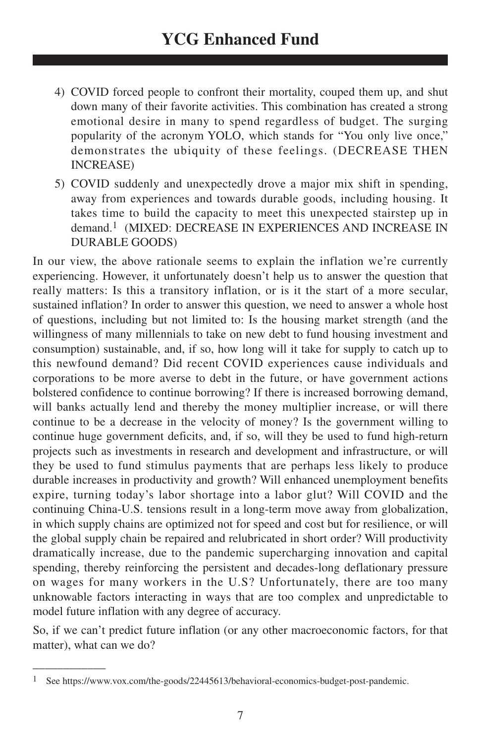4) COVID forced people to confront their mortality, couped them up, and shut down many of their favorite activities. This combination has created a strong emotional desire in many to spend regardless of budget. The surging popularity of the acronym YOLO, which stands for "You only live once," demonstrates the ubiquity of these feelings. (DECREASE THEN INCREASE)
5) COVID suddenly and unexpectedly drove a major mix shift in spending, away from experiences and towards durable goods, including housing. It takes time to build the capacity to meet this unexpected stairstep up in demand.[1] (MIXED: DECREASE IN EXPERIENCES AND INCREASE IN DURABLE GOODS)

In our view, the above rationale seems to explain the inflation we're currently experiencing. However, it unfortunately doesn't help us to answer the question that really matters: Is this a transitory inflation, or is it the start of a more secular, sustained inflation? In order to answer this question, we need to answer a whole host of questions, including but not limited to: Is the housing market strength (and the willingness of many millennials to take on new debt to fund housing investment and consumption) sustainable, and, if so, how long will it take for supply to catch up to this newfound demand? Did recent COVID experiences cause individuals and corporations to be more averse to debt in the future, or have government actions bolstered confidence to continue borrowing? If there is increased borrowing demand, will banks actually lend and thereby the money multiplier increase, or will there continue to be a decrease in the velocity of money? Is the government willing to continue huge government deficits, and, if so, will they be used to fund high-return projects such as investments in research and development and infrastructure, or will they be used to fund stimulus payments that are perhaps less likely to produce durable increases in productivity and growth? Will enhanced unemployment benefits expire, turning today's labor shortage into a labor glut? Will COVID and the continuing China-U.S. tensions result in a long-term move away from globalization, in which supply chains are optimized not for speed and cost but for resilience, or will the global supply chain be repaired and relubricated in short order? Will productivity dramatically increase, due to the pandemic supercharging innovation and capital spending, thereby reinforcing the persistent and decades-long deflationary pressure on wages for many workers in the U.S? Unfortunately, there are too many unknowable factors interacting in ways that are too complex and unpredictable to model future inflation with any degree of accuracy.

So, if we can't predict future inflation (or any other macroeconomic factors, for that matter), what can we do?

---

[1] See https://www.vox.com/the-goods/22445613/behavioral-economics-budget-post-pandemic.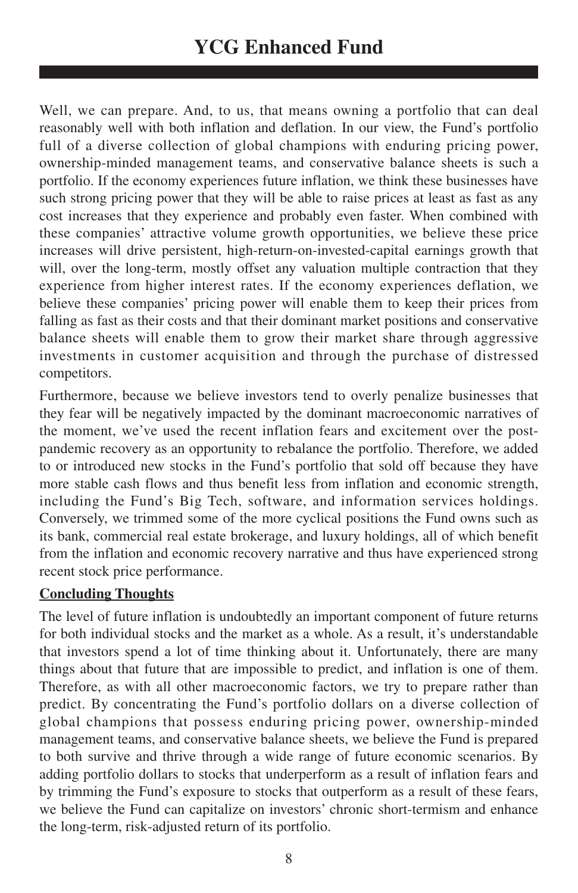Well, we can prepare. And, to us, that means owning a portfolio that can deal reasonably well with both inflation and deflation. In our view, the Fund's portfolio full of a diverse collection of global champions with enduring pricing power, ownership-minded management teams, and conservative balance sheets is such a portfolio. If the economy experiences future inflation, we think these businesses have such strong pricing power that they will be able to raise prices at least as fast as any cost increases that they experience and probably even faster. When combined with these companies' attractive volume growth opportunities, we believe these price increases will drive persistent, high-return-on-invested-capital earnings growth that will, over the long-term, mostly offset any valuation multiple contraction that they experience from higher interest rates. If the economy experiences deflation, we believe these companies' pricing power will enable them to keep their prices from falling as fast as their costs and that their dominant market positions and conservative balance sheets will enable them to grow their market share through aggressive investments in customer acquisition and through the purchase of distressed competitors.

Furthermore, because we believe investors tend to overly penalize businesses that they fear will be negatively impacted by the dominant macroeconomic narratives of the moment, we've used the recent inflation fears and excitement over the post-pandemic recovery as an opportunity to rebalance the portfolio. Therefore, we added to or introduced new stocks in the Fund's portfolio that sold off because they have more stable cash flows and thus benefit less from inflation and economic strength, including the Fund's Big Tech, software, and information services holdings. Conversely, we trimmed some of the more cyclical positions the Fund owns such as its bank, commercial real estate brokerage, and luxury holdings, all of which benefit from the inflation and economic recovery narrative and thus have experienced strong recent stock price performance.

## Concluding Thoughts

The level of future inflation is undoubtedly an important component of future returns for both individual stocks and the market as a whole. As a result, it's understandable that investors spend a lot of time thinking about it. Unfortunately, there are many things about that future that are impossible to predict, and inflation is one of them. Therefore, as with all other macroeconomic factors, we try to prepare rather than predict. By concentrating the Fund's portfolio dollars on a diverse collection of global champions that possess enduring pricing power, ownership-minded management teams, and conservative balance sheets, we believe the Fund is prepared to both survive and thrive through a wide range of future economic scenarios. By adding portfolio dollars to stocks that underperform as a result of inflation fears and by trimming the Fund's exposure to stocks that outperform as a result of these fears, we believe the Fund can capitalize on investors' chronic short-termism and enhance the long-term, risk-adjusted return of its portfolio.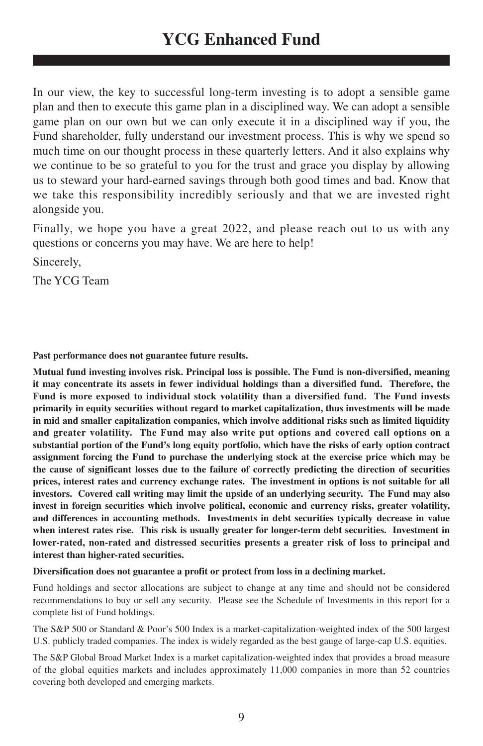# YCG Enhanced Fund

In our view, the key to successful long-term investing is to adopt a sensible game plan and then to execute this game plan in a disciplined way. We can adopt a sensible game plan on our own but we can only execute it in a disciplined way if you, the Fund shareholder, fully understand our investment process. This is why we spend so much time on our thought process in these quarterly letters. And it also explains why we continue to be so grateful to you for the trust and grace you display by allowing us to steward your hard-earned savings through both good times and bad. Know that we take this responsibility incredibly seriously and that we are invested right alongside you.

Finally, we hope you have a great 2022, and please reach out to us with any questions or concerns you may have. We are here to help!

Sincerely,

The YCG Team

**Past performance does not guarantee future results.**

**Mutual fund investing involves risk. Principal loss is possible. The Fund is non-diversified, meaning it may concentrate its assets in fewer individual holdings than a diversified fund. Therefore, the Fund is more exposed to individual stock volatility than a diversified fund. The Fund invests primarily in equity securities without regard to market capitalization, thus investments will be made in mid and smaller capitalization companies, which involve additional risks such as limited liquidity and greater volatility. The Fund may also write put options and covered call options on a substantial portion of the Fund's long equity portfolio, which have the risks of early option contract assignment forcing the Fund to purchase the underlying stock at the exercise price which may be the cause of significant losses due to the failure of correctly predicting the direction of securities prices, interest rates and currency exchange rates. The investment in options is not suitable for all investors. Covered call writing may limit the upside of an underlying security. The Fund may also invest in foreign securities which involve political, economic and currency risks, greater volatility, and differences in accounting methods. Investments in debt securities typically decrease in value when interest rates rise. This risk is usually greater for longer-term debt securities. Investment in lower-rated, non-rated and distressed securities presents a greater risk of loss to principal and interest than higher-rated securities.**

**Diversification does not guarantee a profit or protect from loss in a declining market.**

Fund holdings and sector allocations are subject to change at any time and should not be considered recommendations to buy or sell any security. Please see the Schedule of Investments in this report for a complete list of Fund holdings.

The S&P 500 or Standard & Poor's 500 Index is a market-capitalization-weighted index of the 500 largest U.S. publicly traded companies. The index is widely regarded as the best gauge of large-cap U.S. equities.

The S&P Global Broad Market Index is a market capitalization-weighted index that provides a broad measure of the global equities markets and includes approximately 11,000 companies in more than 52 countries covering both developed and emerging markets.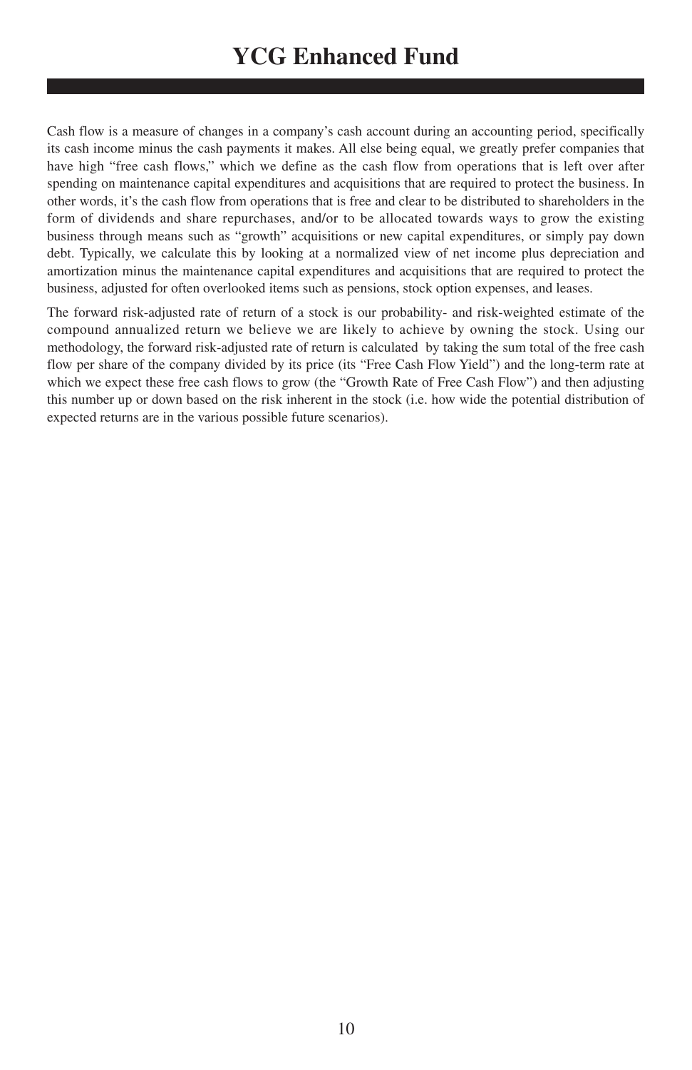Cash flow is a measure of changes in a company's cash account during an accounting period, specifically its cash income minus the cash payments it makes. All else being equal, we greatly prefer companies that have high "free cash flows," which we define as the cash flow from operations that is left over after spending on maintenance capital expenditures and acquisitions that are required to protect the business. In other words, it's the cash flow from operations that is free and clear to be distributed to shareholders in the form of dividends and share repurchases, and/or to be allocated towards ways to grow the existing business through means such as "growth" acquisitions or new capital expenditures, or simply pay down debt. Typically, we calculate this by looking at a normalized view of net income plus depreciation and amortization minus the maintenance capital expenditures and acquisitions that are required to protect the business, adjusted for often overlooked items such as pensions, stock option expenses, and leases.

The forward risk-adjusted rate of return of a stock is our probability- and risk-weighted estimate of the compound annualized return we believe we are likely to achieve by owning the stock. Using our methodology, the forward risk-adjusted rate of return is calculated by taking the sum total of the free cash flow per share of the company divided by its price (its "Free Cash Flow Yield") and the long-term rate at which we expect these free cash flows to grow (the "Growth Rate of Free Cash Flow") and then adjusting this number up or down based on the risk inherent in the stock (i.e. how wide the potential distribution of expected returns are in the various possible future scenarios).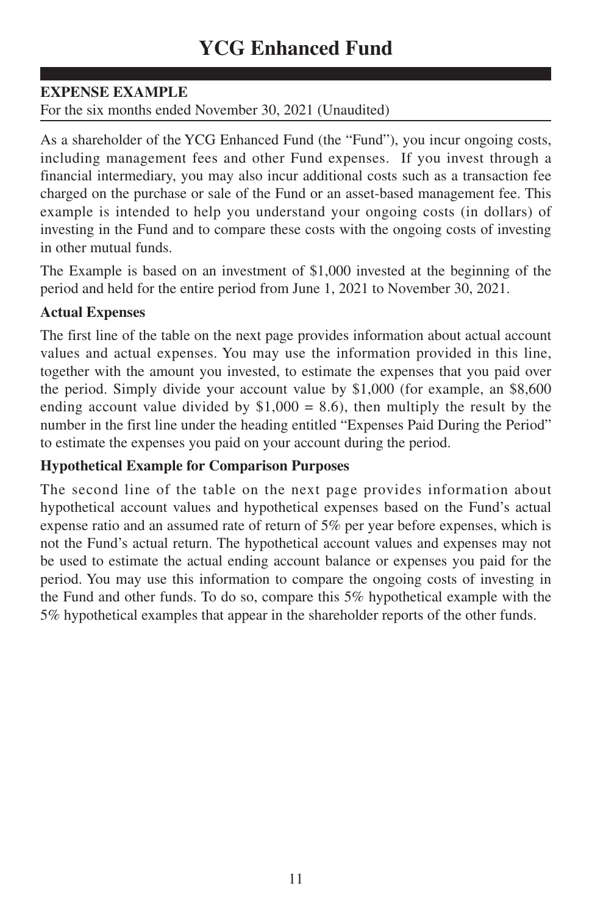# YCG Enhanced Fund

**EXPENSE EXAMPLE**

For the six months ended November 30, 2021 (Unaudited)

As a shareholder of the YCG Enhanced Fund (the "Fund"), you incur ongoing costs, including management fees and other Fund expenses. If you invest through a financial intermediary, you may also incur additional costs such as a transaction fee charged on the purchase or sale of the Fund or an asset-based management fee. This example is intended to help you understand your ongoing costs (in dollars) of investing in the Fund and to compare these costs with the ongoing costs of investing in other mutual funds.

The Example is based on an investment of $1,000 invested at the beginning of the period and held for the entire period from June 1, 2021 to November 30, 2021.

**Actual Expenses**

The first line of the table on the next page provides information about actual account values and actual expenses. You may use the information provided in this line, together with the amount you invested, to estimate the expenses that you paid over the period. Simply divide your account value by $1,000 (for example, an $8,600 ending account value divided by $1,000 = 8.6), then multiply the result by the number in the first line under the heading entitled "Expenses Paid During the Period" to estimate the expenses you paid on your account during the period.

**Hypothetical Example for Comparison Purposes**

The second line of the table on the next page provides information about hypothetical account values and hypothetical expenses based on the Fund's actual expense ratio and an assumed rate of return of 5% per year before expenses, which is not the Fund's actual return. The hypothetical account values and expenses may not be used to estimate the actual ending account balance or expenses you paid for the period. You may use this information to compare the ongoing costs of investing in the Fund and other funds. To do so, compare this 5% hypothetical example with the 5% hypothetical examples that appear in the shareholder reports of the other funds.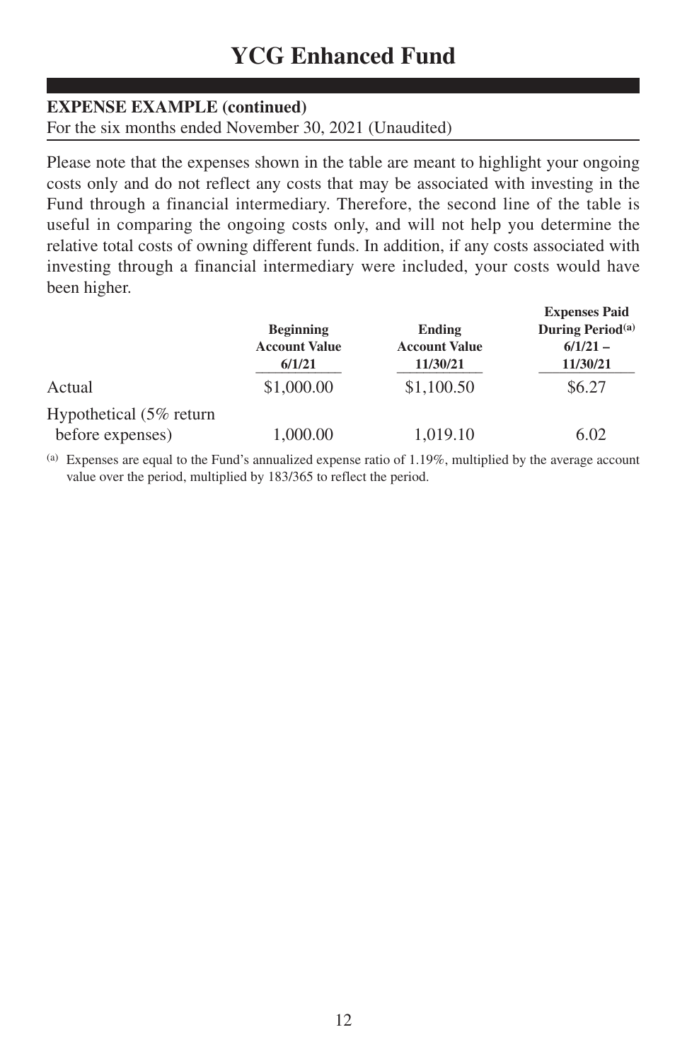# YCG Enhanced Fund

**EXPENSE EXAMPLE (continued)**

For the six months ended November 30, 2021 (Unaudited)

Please note that the expenses shown in the table are meant to highlight your ongoing costs only and do not reflect any costs that may be associated with investing in the Fund through a financial intermediary. Therefore, the second line of the table is useful in comparing the ongoing costs only, and will not help you determine the relative total costs of owning different funds. In addition, if any costs associated with investing through a financial intermediary were included, your costs would have been higher.

| | Beginning Account Value 6/1/21 | Ending Account Value 11/30/21 | Expenses Paid During Period[(a)] 6/1/21 – 11/30/21 |
|---|---|---|---|
| Actual | $1,000.00 | $1,100.50 | $6.27 |
| Hypothetical (5% return before expenses) | 1,000.00 | 1,019.10 | 6.02 |

[(a)] Expenses are equal to the Fund's annualized expense ratio of 1.19%, multiplied by the average account value over the period, multiplied by 183/365 to reflect the period.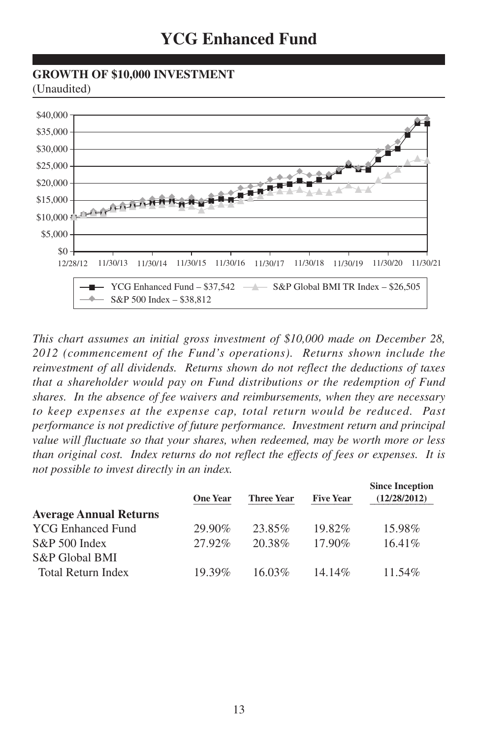# YCG Enhanced Fund

## GROWTH OF $10,000 INVESTMENT

(Unaudited)

YCG Enhanced Fund – $37,542
S&P Global BMI TR Index – $26,505
S&P 500 Index – $38,812

*This chart assumes an initial gross investment of $10,000 made on December 28, 2012 (commencement of the Fund's operations). Returns shown include the reinvestment of all dividends. Returns shown do not reflect the deductions of taxes that a shareholder would pay on Fund distributions or the redemption of Fund shares. In the absence of fee waivers and reimbursements, when they are necessary to keep expenses at the expense cap, total return would be reduced. Past performance is not predictive of future performance. Investment return and principal value will fluctuate so that your shares, when redeemed, may be worth more or less than original cost. Index returns do not reflect the effects of fees or expenses. It is not possible to invest directly in an index.*

| Average Annual Returns | One Year | Three Year | Five Year | Since Inception (12/28/2012) |
|---|---|---|---|---|
| YCG Enhanced Fund | 29.90% | 23.85% | 19.82% | 15.98% |
| S&P 500 Index | 27.92% | 20.38% | 17.90% | 16.41% |
| S&P Global BMI Total Return Index | 19.39% | 16.03% | 14.14% | 11.54% |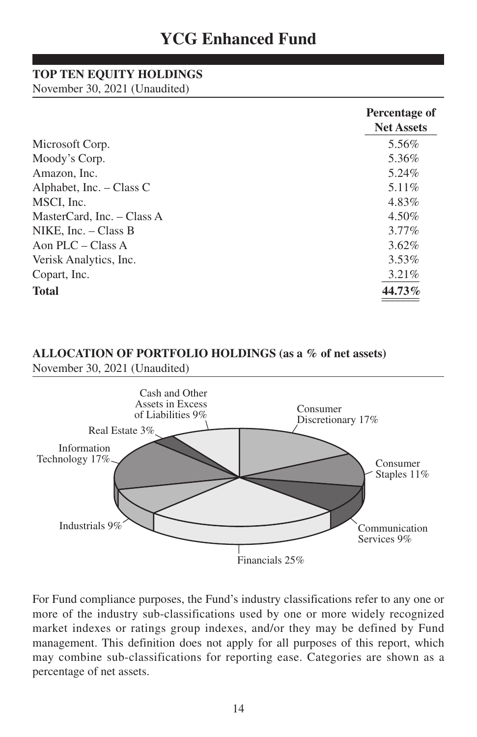# YCG Enhanced Fund

**TOP TEN EQUITY HOLDINGS**
November 30, 2021 (Unaudited)

| | Percentage of Net Assets |
|---|---|
| Microsoft Corp. | 5.56% |
| Moody's Corp. | 5.36% |
| Amazon, Inc. | 5.24% |
| Alphabet, Inc. – Class C | 5.11% |
| MSCI, Inc. | 4.83% |
| MasterCard, Inc. – Class A | 4.50% |
| NIKE, Inc. – Class B | 3.77% |
| Aon PLC – Class A | 3.62% |
| Verisk Analytics, Inc. | 3.53% |
| Copart, Inc. | 3.21% |
| **Total** | **44.73%** |

**ALLOCATION OF PORTFOLIO HOLDINGS (as a % of net assets)**
November 30, 2021 (Unaudited)

Cash and Other Assets in Excess of Liabilities 9%
Consumer Discretionary 17%
Consumer Staples 11%
Communication Services 9%
Financials 25%
Industrials 9%
Information Technology 17%
Real Estate 3%

For Fund compliance purposes, the Fund's industry classifications refer to any one or more of the industry sub-classifications used by one or more widely recognized market indexes or ratings group indexes, and/or they may be defined by Fund management. This definition does not apply for all purposes of this report, which may combine sub-classifications for reporting ease. Categories are shown as a percentage of net assets.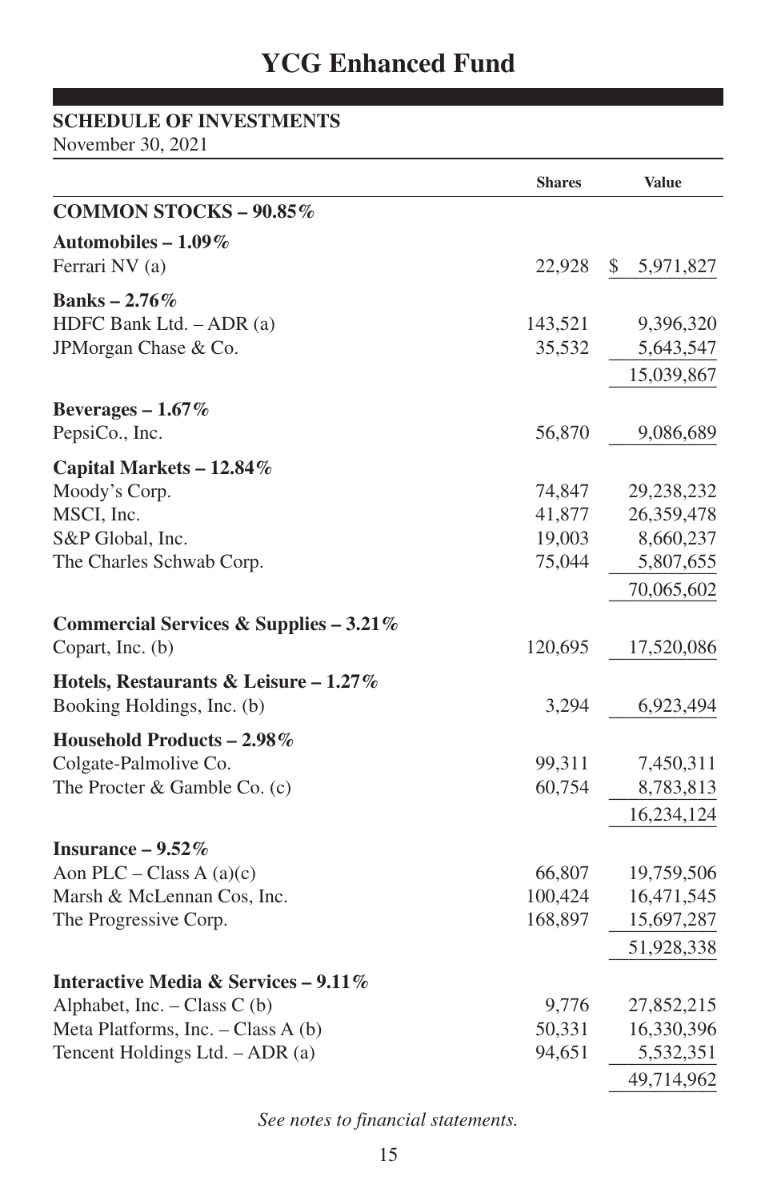# YCG Enhanced Fund

**SCHEDULE OF INVESTMENTS**
November 30, 2021

| | Shares | Value |
|---|---|---|
| **COMMON STOCKS – 90.85%** | | |
| **Automobiles – 1.09%** | | |
| Ferrari NV (a) | 22,928 | $ 5,971,827 |
| **Banks – 2.76%** | | |
| HDFC Bank Ltd. – ADR (a) | 143,521 | 9,396,320 |
| JPMorgan Chase & Co. | 35,532 | 5,643,547 |
| | | 15,039,867 |
| **Beverages – 1.67%** | | |
| PepsiCo., Inc. | 56,870 | 9,086,689 |
| **Capital Markets – 12.84%** | | |
| Moody's Corp. | 74,847 | 29,238,232 |
| MSCI, Inc. | 41,877 | 26,359,478 |
| S&P Global, Inc. | 19,003 | 8,660,237 |
| The Charles Schwab Corp. | 75,044 | 5,807,655 |
| | | 70,065,602 |
| **Commercial Services & Supplies – 3.21%** | | |
| Copart, Inc. (b) | 120,695 | 17,520,086 |
| **Hotels, Restaurants & Leisure – 1.27%** | | |
| Booking Holdings, Inc. (b) | 3,294 | 6,923,494 |
| **Household Products – 2.98%** | | |
| Colgate-Palmolive Co. | 99,311 | 7,450,311 |
| The Procter & Gamble Co. (c) | 60,754 | 8,783,813 |
| | | 16,234,124 |
| **Insurance – 9.52%** | | |
| Aon PLC – Class A (a)(c) | 66,807 | 19,759,506 |
| Marsh & McLennan Cos, Inc. | 100,424 | 16,471,545 |
| The Progressive Corp. | 168,897 | 15,697,287 |
| | | 51,928,338 |
| **Interactive Media & Services – 9.11%** | | |
| Alphabet, Inc. – Class C (b) | 9,776 | 27,852,215 |
| Meta Platforms, Inc. – Class A (b) | 50,331 | 16,330,396 |
| Tencent Holdings Ltd. – ADR (a) | 94,651 | 5,532,351 |
| | | 49,714,962 |

*See notes to financial statements.*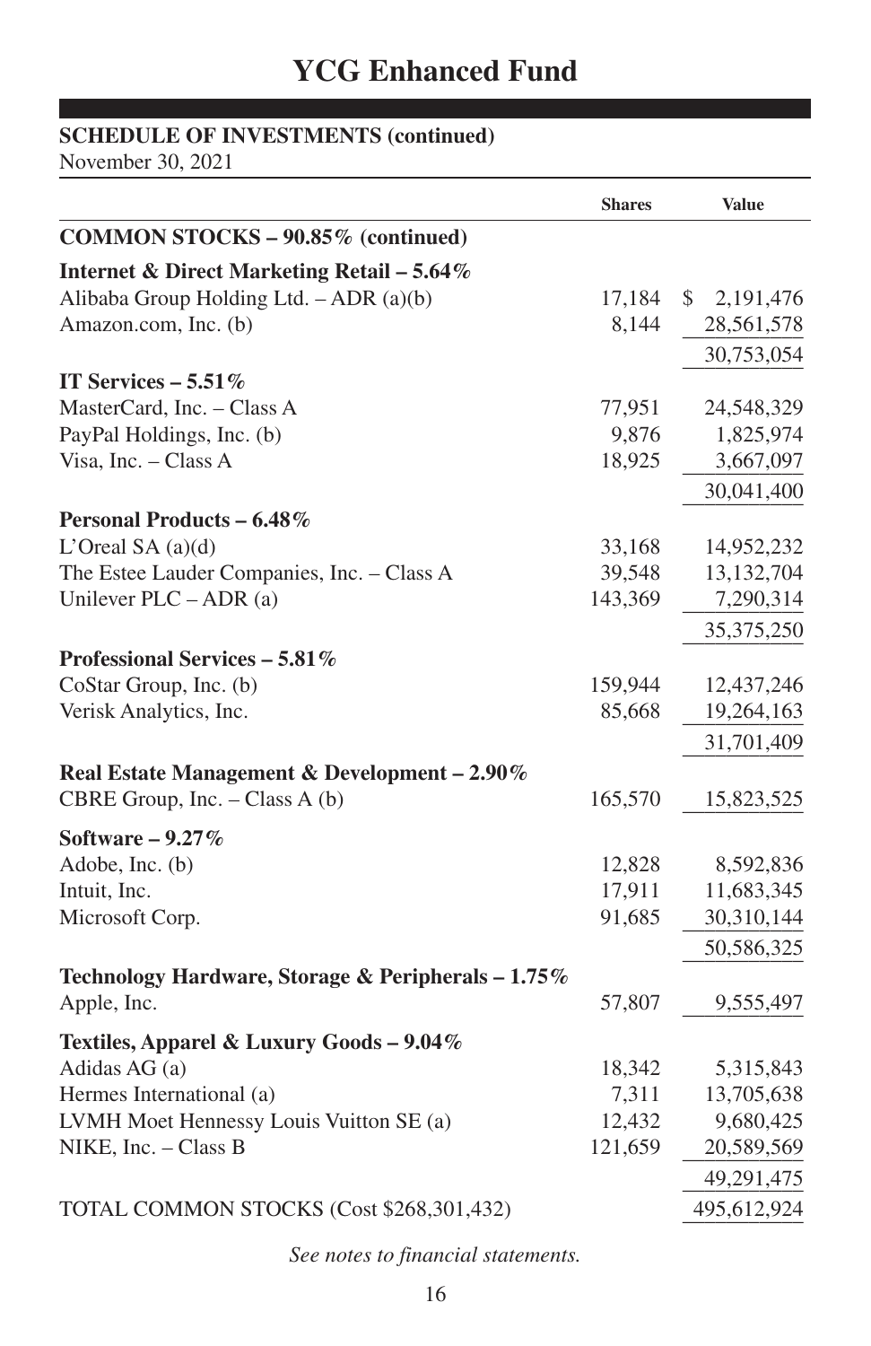# YCG Enhanced Fund

**SCHEDULE OF INVESTMENTS (continued)**
November 30, 2021

| | Shares | Value |
|---|---|---|
| **COMMON STOCKS – 90.85% (continued)** | | |
| **Internet & Direct Marketing Retail – 5.64%** | | |
| Alibaba Group Holding Ltd. – ADR (a)(b) | 17,184 | $ 2,191,476 |
| Amazon.com, Inc. (b) | 8,144 | 28,561,578 |
| | | 30,753,054 |
| **IT Services – 5.51%** | | |
| MasterCard, Inc. – Class A | 77,951 | 24,548,329 |
| PayPal Holdings, Inc. (b) | 9,876 | 1,825,974 |
| Visa, Inc. – Class A | 18,925 | 3,667,097 |
| | | 30,041,400 |
| **Personal Products – 6.48%** | | |
| L'Oreal SA (a)(d) | 33,168 | 14,952,232 |
| The Estee Lauder Companies, Inc. – Class A | 39,548 | 13,132,704 |
| Unilever PLC – ADR (a) | 143,369 | 7,290,314 |
| | | 35,375,250 |
| **Professional Services – 5.81%** | | |
| CoStar Group, Inc. (b) | 159,944 | 12,437,246 |
| Verisk Analytics, Inc. | 85,668 | 19,264,163 |
| | | 31,701,409 |
| **Real Estate Management & Development – 2.90%** | | |
| CBRE Group, Inc. – Class A (b) | 165,570 | 15,823,525 |
| **Software – 9.27%** | | |
| Adobe, Inc. (b) | 12,828 | 8,592,836 |
| Intuit, Inc. | 17,911 | 11,683,345 |
| Microsoft Corp. | 91,685 | 30,310,144 |
| | | 50,586,325 |
| **Technology Hardware, Storage & Peripherals – 1.75%** | | |
| Apple, Inc. | 57,807 | 9,555,497 |
| **Textiles, Apparel & Luxury Goods – 9.04%** | | |
| Adidas AG (a) | 18,342 | 5,315,843 |
| Hermes International (a) | 7,311 | 13,705,638 |
| LVMH Moet Hennessy Louis Vuitton SE (a) | 12,432 | 9,680,425 |
| NIKE, Inc. – Class B | 121,659 | 20,589,569 |
| | | 49,291,475 |
| TOTAL COMMON STOCKS (Cost $268,301,432) | | 495,612,924 |

*See notes to financial statements.*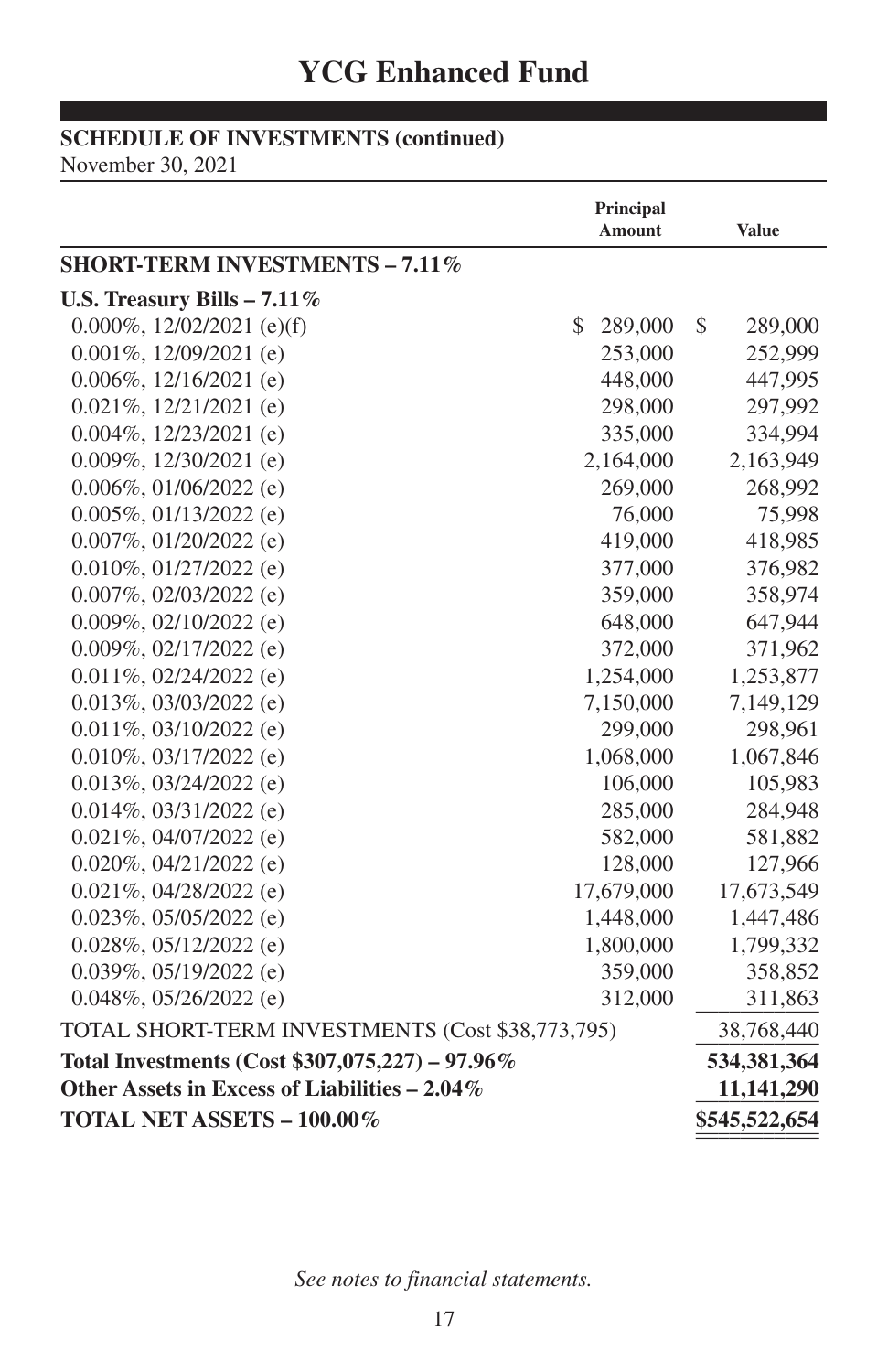# YCG Enhanced Fund

**SCHEDULE OF INVESTMENTS (continued)**
November 30, 2021

| | Principal Amount | Value |
|---|---|---|
| **SHORT-TERM INVESTMENTS – 7.11%** | | |
| **U.S. Treasury Bills – 7.11%** | | |
| 0.000%, 12/02/2021 (e)(f) | $ 289,000 | $ 289,000 |
| 0.001%, 12/09/2021 (e) | 253,000 | 252,999 |
| 0.006%, 12/16/2021 (e) | 448,000 | 447,995 |
| 0.021%, 12/21/2021 (e) | 298,000 | 297,992 |
| 0.004%, 12/23/2021 (e) | 335,000 | 334,994 |
| 0.009%, 12/30/2021 (e) | 2,164,000 | 2,163,949 |
| 0.006%, 01/06/2022 (e) | 269,000 | 268,992 |
| 0.005%, 01/13/2022 (e) | 76,000 | 75,998 |
| 0.007%, 01/20/2022 (e) | 419,000 | 418,985 |
| 0.010%, 01/27/2022 (e) | 377,000 | 376,982 |
| 0.007%, 02/03/2022 (e) | 359,000 | 358,974 |
| 0.009%, 02/10/2022 (e) | 648,000 | 647,944 |
| 0.009%, 02/17/2022 (e) | 372,000 | 371,962 |
| 0.011%, 02/24/2022 (e) | 1,254,000 | 1,253,877 |
| 0.013%, 03/03/2022 (e) | 7,150,000 | 7,149,129 |
| 0.011%, 03/10/2022 (e) | 299,000 | 298,961 |
| 0.010%, 03/17/2022 (e) | 1,068,000 | 1,067,846 |
| 0.013%, 03/24/2022 (e) | 106,000 | 105,983 |
| 0.014%, 03/31/2022 (e) | 285,000 | 284,948 |
| 0.021%, 04/07/2022 (e) | 582,000 | 581,882 |
| 0.020%, 04/21/2022 (e) | 128,000 | 127,966 |
| 0.021%, 04/28/2022 (e) | 17,679,000 | 17,673,549 |
| 0.023%, 05/05/2022 (e) | 1,448,000 | 1,447,486 |
| 0.028%, 05/12/2022 (e) | 1,800,000 | 1,799,332 |
| 0.039%, 05/19/2022 (e) | 359,000 | 358,852 |
| 0.048%, 05/26/2022 (e) | 312,000 | 311,863 |
| TOTAL SHORT-TERM INVESTMENTS (Cost $38,773,795) | | 38,768,440 |
| **Total Investments (Cost $307,075,227) – 97.96%** | | **534,381,364** |
| **Other Assets in Excess of Liabilities – 2.04%** | | **11,141,290** |
| **TOTAL NET ASSETS – 100.00%** | | **$545,522,654** |

*See notes to financial statements.*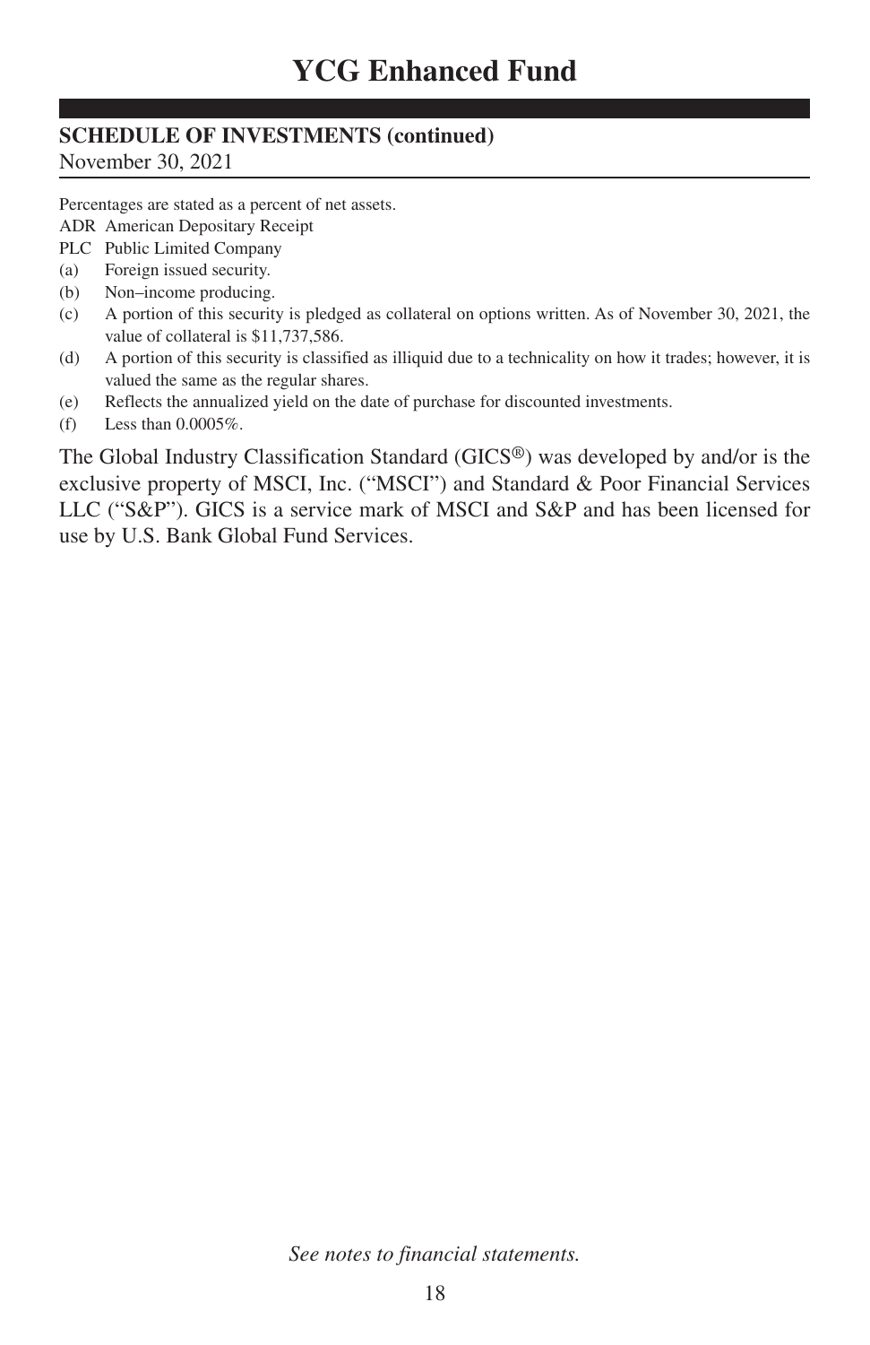# YCG Enhanced Fund

## SCHEDULE OF INVESTMENTS (continued)

November 30, 2021

Percentages are stated as a percent of net assets.

ADR American Depositary Receipt

PLC Public Limited Company

(a) Foreign issued security.

(b) Non–income producing.

(c) A portion of this security is pledged as collateral on options written. As of November 30, 2021, the value of collateral is $11,737,586.

(d) A portion of this security is classified as illiquid due to a technicality on how it trades; however, it is valued the same as the regular shares.

(e) Reflects the annualized yield on the date of purchase for discounted investments.

(f) Less than 0.0005%.

The Global Industry Classification Standard (GICS®) was developed by and/or is the exclusive property of MSCI, Inc. ("MSCI") and Standard & Poor Financial Services LLC ("S&P"). GICS is a service mark of MSCI and S&P and has been licensed for use by U.S. Bank Global Fund Services.

*See notes to financial statements.*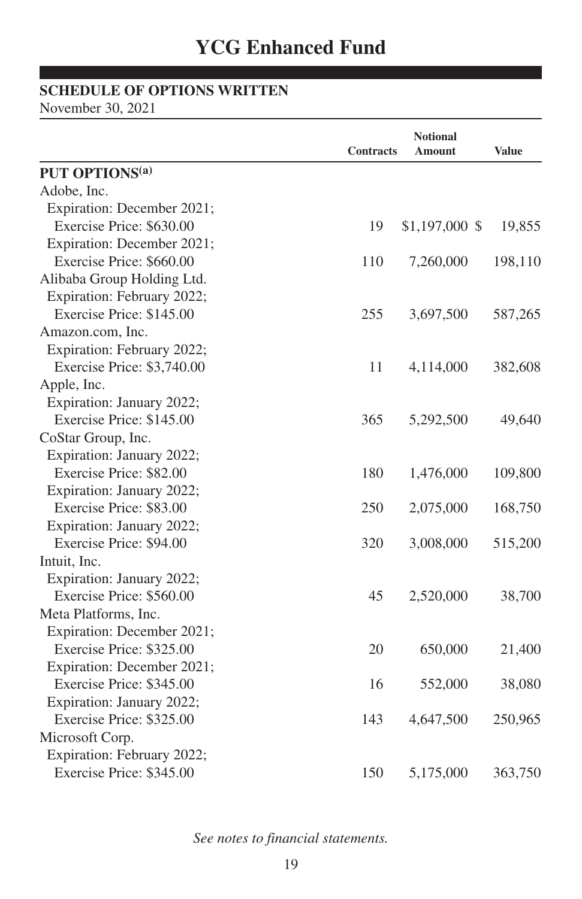# YCG Enhanced Fund

**SCHEDULE OF OPTIONS WRITTEN**

November 30, 2021

| | Contracts | Notional Amount | Value |
|---|---|---|---|
| **PUT OPTIONS[(a)]** | | | |
| Adobe, Inc. | | | |
| Expiration: December 2021; | | | |
| Exercise Price: $630.00 | 19 | $1,197,000 | $ 19,855 |
| Expiration: December 2021; | | | |
| Exercise Price: $660.00 | 110 | 7,260,000 | 198,110 |
| Alibaba Group Holding Ltd. | | | |
| Expiration: February 2022; | | | |
| Exercise Price: $145.00 | 255 | 3,697,500 | 587,265 |
| Amazon.com, Inc. | | | |
| Expiration: February 2022; | | | |
| Exercise Price: $3,740.00 | 11 | 4,114,000 | 382,608 |
| Apple, Inc. | | | |
| Expiration: January 2022; | | | |
| Exercise Price: $145.00 | 365 | 5,292,500 | 49,640 |
| CoStar Group, Inc. | | | |
| Expiration: January 2022; | | | |
| Exercise Price: $82.00 | 180 | 1,476,000 | 109,800 |
| Expiration: January 2022; | | | |
| Exercise Price: $83.00 | 250 | 2,075,000 | 168,750 |
| Expiration: January 2022; | | | |
| Exercise Price: $94.00 | 320 | 3,008,000 | 515,200 |
| Intuit, Inc. | | | |
| Expiration: January 2022; | | | |
| Exercise Price: $560.00 | 45 | 2,520,000 | 38,700 |
| Meta Platforms, Inc. | | | |
| Expiration: December 2021; | | | |
| Exercise Price: $325.00 | 20 | 650,000 | 21,400 |
| Expiration: December 2021; | | | |
| Exercise Price: $345.00 | 16 | 552,000 | 38,080 |
| Expiration: January 2022; | | | |
| Exercise Price: $325.00 | 143 | 4,647,500 | 250,965 |
| Microsoft Corp. | | | |
| Expiration: February 2022; | | | |
| Exercise Price: $345.00 | 150 | 5,175,000 | 363,750 |

*See notes to financial statements.*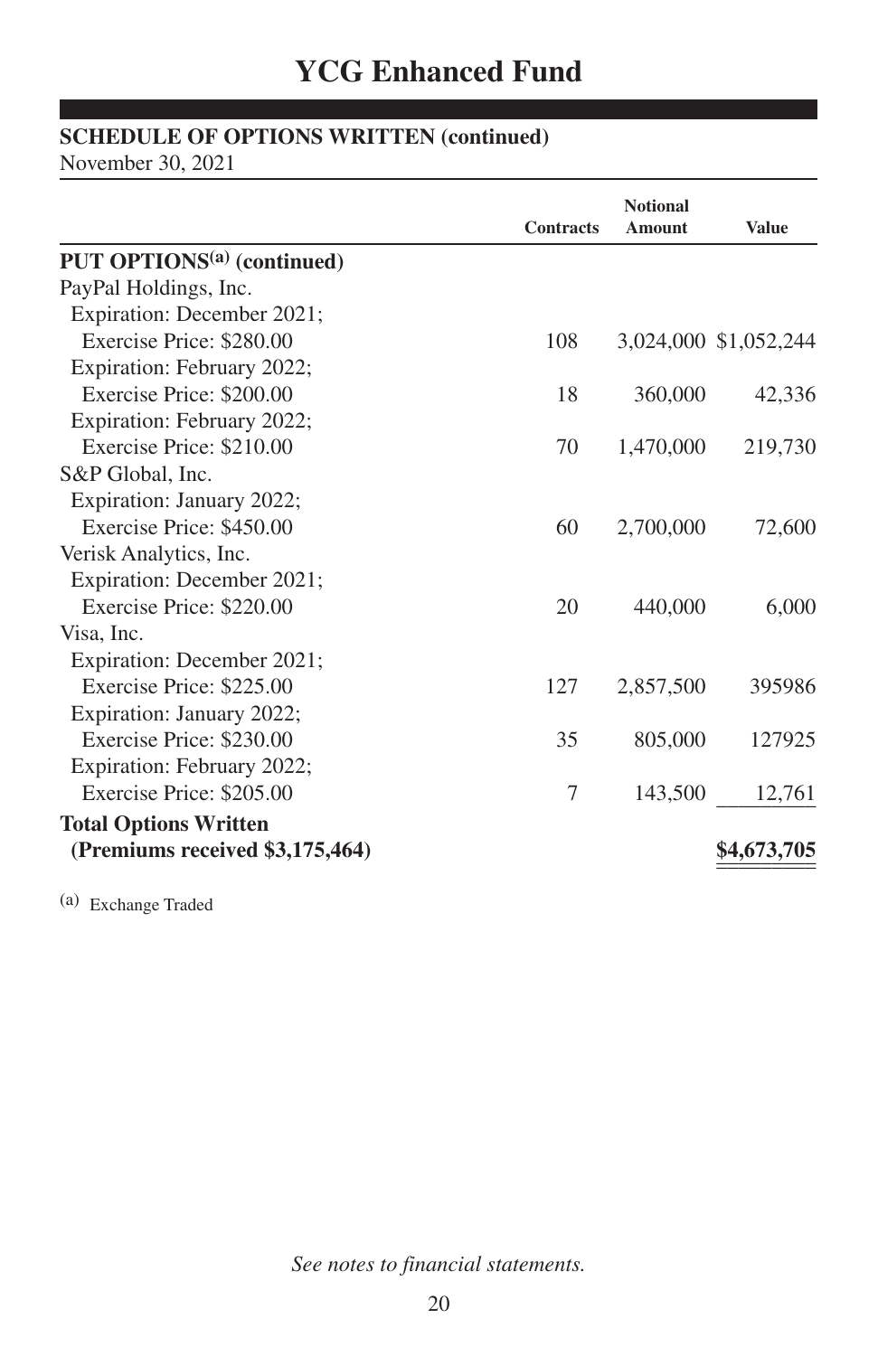# YCG Enhanced Fund

**SCHEDULE OF OPTIONS WRITTEN (continued)**

November 30, 2021

| | Contracts | Notional Amount | Value |
|---|---|---|---|
| **PUT OPTIONS[(a)] (continued)** | | | |
| PayPal Holdings, Inc. | | | |
| Expiration: December 2021; | | | |
| Exercise Price: $280.00 | 108 | 3,024,000 | $1,052,244 |
| Expiration: February 2022; | | | |
| Exercise Price: $200.00 | 18 | 360,000 | 42,336 |
| Expiration: February 2022; | | | |
| Exercise Price: $210.00 | 70 | 1,470,000 | 219,730 |
| S&P Global, Inc. | | | |
| Expiration: January 2022; | | | |
| Exercise Price: $450.00 | 60 | 2,700,000 | 72,600 |
| Verisk Analytics, Inc. | | | |
| Expiration: December 2021; | | | |
| Exercise Price: $220.00 | 20 | 440,000 | 6,000 |
| Visa, Inc. | | | |
| Expiration: December 2021; | | | |
| Exercise Price: $225.00 | 127 | 2,857,500 | 395986 |
| Expiration: January 2022; | | | |
| Exercise Price: $230.00 | 35 | 805,000 | 127925 |
| Expiration: February 2022; | | | |
| Exercise Price: $205.00 | 7 | 143,500 | 12,761 |
| **Total Options Written** | | | |
| **(Premiums received $3,175,464)** | | | **$4,673,705** |

(a) Exchange Traded

*See notes to financial statements.*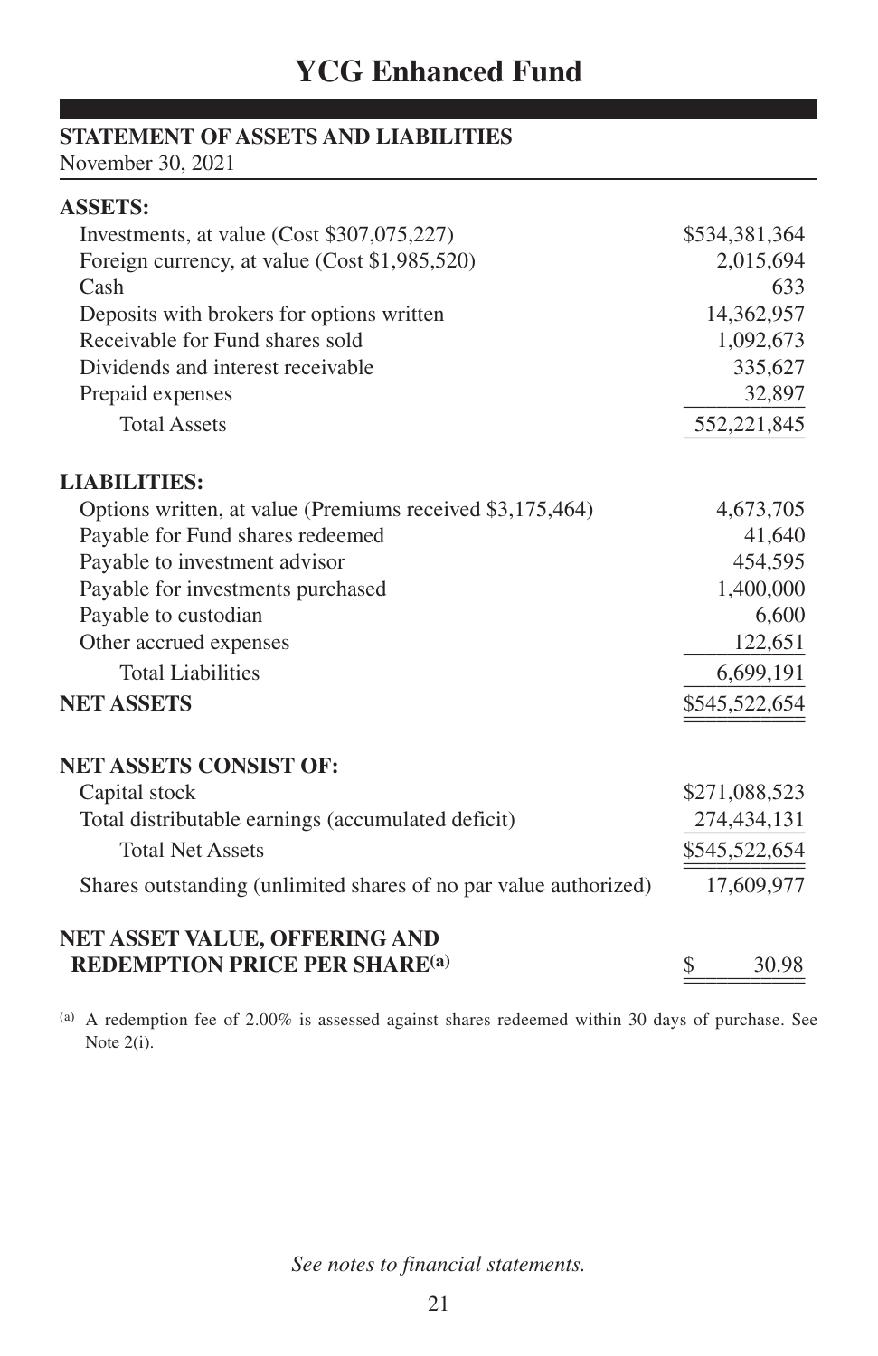# YCG Enhanced Fund

## STATEMENT OF ASSETS AND LIABILITIES

November 30, 2021

| | |
|---|---|
| **ASSETS:** | |
| Investments, at value (Cost $307,075,227) | $534,381,364 |
| Foreign currency, at value (Cost $1,985,520) | 2,015,694 |
| Cash | 633 |
| Deposits with brokers for options written | 14,362,957 |
| Receivable for Fund shares sold | 1,092,673 |
| Dividends and interest receivable | 335,627 |
| Prepaid expenses | 32,897 |
| Total Assets | 552,221,845 |
| **LIABILITIES:** | |
| Options written, at value (Premiums received $3,175,464) | 4,673,705 |
| Payable for Fund shares redeemed | 41,640 |
| Payable to investment advisor | 454,595 |
| Payable for investments purchased | 1,400,000 |
| Payable to custodian | 6,600 |
| Other accrued expenses | 122,651 |
| Total Liabilities | 6,699,191 |
| **NET ASSETS** | $545,522,654 |
| **NET ASSETS CONSIST OF:** | |
| Capital stock | $271,088,523 |
| Total distributable earnings (accumulated deficit) | 274,434,131 |
| Total Net Assets | $545,522,654 |
| Shares outstanding (unlimited shares of no par value authorized) | 17,609,977 |
| **NET ASSET VALUE, OFFERING AND REDEMPTION PRICE PER SHARE[(a)]** | $ 30.98 |

[(a)] A redemption fee of 2.00% is assessed against shares redeemed within 30 days of purchase. See Note 2(i).

*See notes to financial statements.*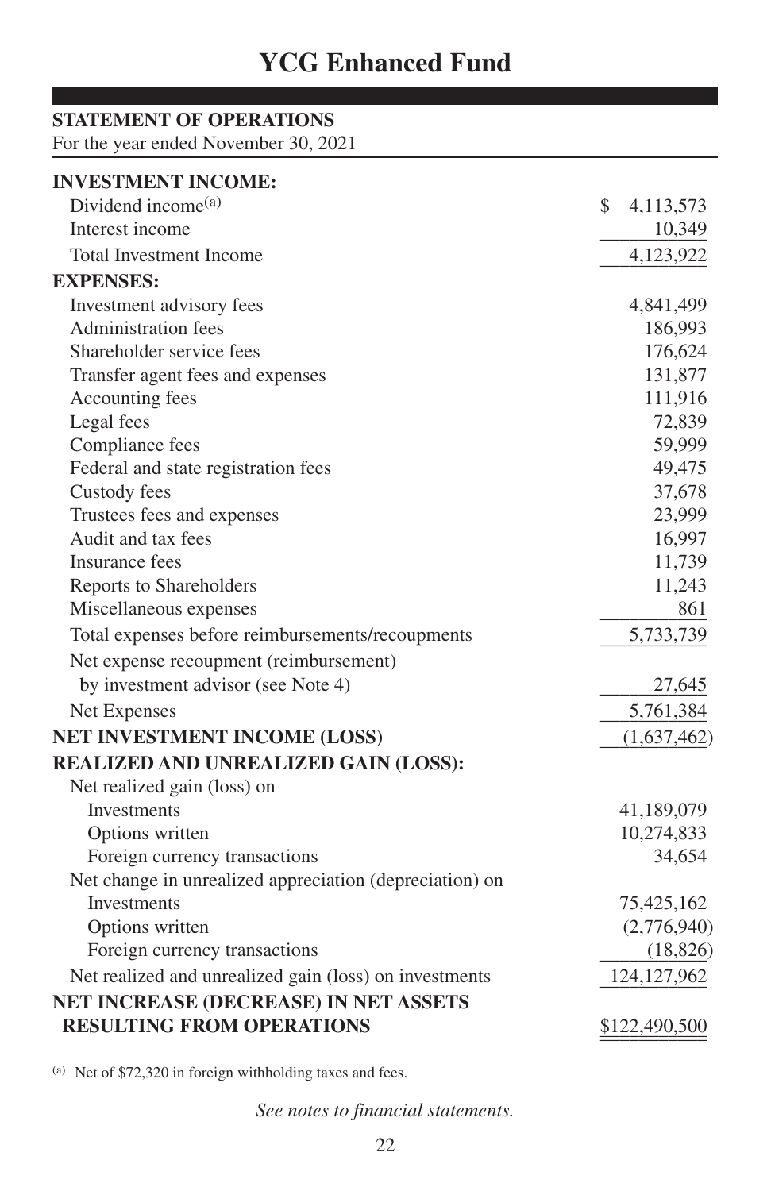# YCG Enhanced Fund

**STATEMENT OF OPERATIONS**
For the year ended November 30, 2021

| | |
|---|---|
| **INVESTMENT INCOME:** | |
| Dividend income[(a)] | $ 4,113,573 |
| Interest income | 10,349 |
| Total Investment Income | 4,123,922 |
| **EXPENSES:** | |
| Investment advisory fees | 4,841,499 |
| Administration fees | 186,993 |
| Shareholder service fees | 176,624 |
| Transfer agent fees and expenses | 131,877 |
| Accounting fees | 111,916 |
| Legal fees | 72,839 |
| Compliance fees | 59,999 |
| Federal and state registration fees | 49,475 |
| Custody fees | 37,678 |
| Trustees fees and expenses | 23,999 |
| Audit and tax fees | 16,997 |
| Insurance fees | 11,739 |
| Reports to Shareholders | 11,243 |
| Miscellaneous expenses | 861 |
| Total expenses before reimbursements/recoupments | 5,733,739 |
| Net expense recoupment (reimbursement) by investment advisor (see Note 4) | 27,645 |
| Net Expenses | 5,761,384 |
| **NET INVESTMENT INCOME (LOSS)** | (1,637,462) |
| **REALIZED AND UNREALIZED GAIN (LOSS):** | |
| Net realized gain (loss) on | |
| Investments | 41,189,079 |
| Options written | 10,274,833 |
| Foreign currency transactions | 34,654 |
| Net change in unrealized appreciation (depreciation) on | |
| Investments | 75,425,162 |
| Options written | (2,776,940) |
| Foreign currency transactions | (18,826) |
| Net realized and unrealized gain (loss) on investments | 124,127,962 |
| **NET INCREASE (DECREASE) IN NET ASSETS RESULTING FROM OPERATIONS** | $122,490,500 |

[(a)] Net of $72,320 in foreign withholding taxes and fees.

*See notes to financial statements.*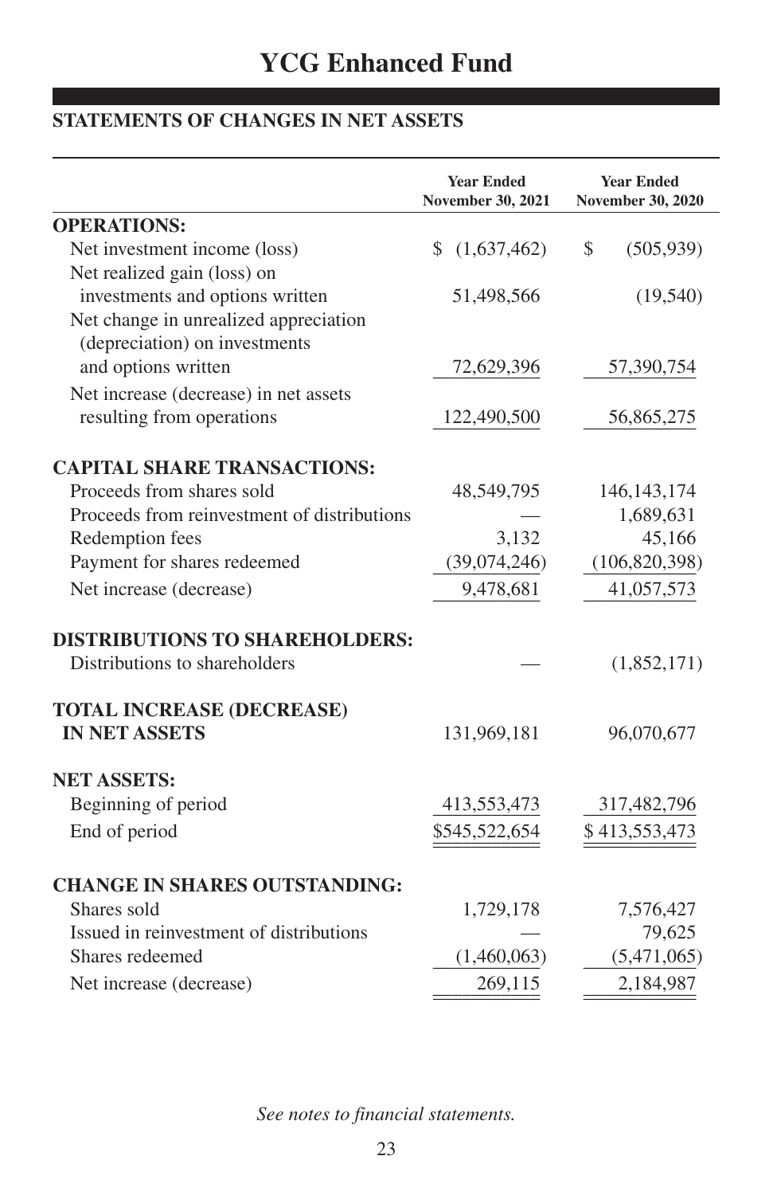# YCG Enhanced Fund

## STATEMENTS OF CHANGES IN NET ASSETS

| | Year Ended November 30, 2021 | Year Ended November 30, 2020 |
|---|---|---|
| **OPERATIONS:** | | |
| Net investment income (loss) | $ (1,637,462) | $ (505,939) |
| Net realized gain (loss) on investments and options written | 51,498,566 | (19,540) |
| Net change in unrealized appreciation (depreciation) on investments and options written | 72,629,396 | 57,390,754 |
| Net increase (decrease) in net assets resulting from operations | 122,490,500 | 56,865,275 |
| **CAPITAL SHARE TRANSACTIONS:** | | |
| Proceeds from shares sold | 48,549,795 | 146,143,174 |
| Proceeds from reinvestment of distributions | — | 1,689,631 |
| Redemption fees | 3,132 | 45,166 |
| Payment for shares redeemed | (39,074,246) | (106,820,398) |
| Net increase (decrease) | 9,478,681 | 41,057,573 |
| **DISTRIBUTIONS TO SHAREHOLDERS:** | | |
| Distributions to shareholders | — | (1,852,171) |
| **TOTAL INCREASE (DECREASE) IN NET ASSETS** | 131,969,181 | 96,070,677 |
| **NET ASSETS:** | | |
| Beginning of period | 413,553,473 | 317,482,796 |
| End of period | $545,522,654 | $ 413,553,473 |
| **CHANGE IN SHARES OUTSTANDING:** | | |
| Shares sold | 1,729,178 | 7,576,427 |
| Issued in reinvestment of distributions | — | 79,625 |
| Shares redeemed | (1,460,063) | (5,471,065) |
| Net increase (decrease) | 269,115 | 2,184,987 |

*See notes to financial statements.*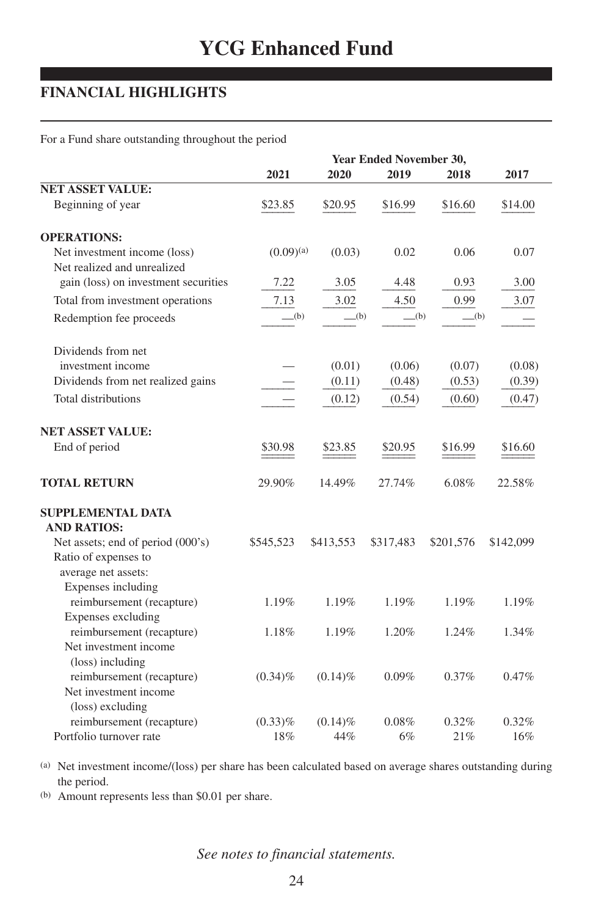# YCG Enhanced Fund

## FINANCIAL HIGHLIGHTS

For a Fund share outstanding throughout the period

| | Year Ended November 30, | | | | |
|---|---|---|---|---|---|
| | 2021 | 2020 | 2019 | 2018 | 2017 |
| **NET ASSET VALUE:** | | | | | |
| Beginning of year | $23.85 | $20.95 | $16.99 | $16.60 | $14.00 |
| **OPERATIONS:** | | | | | |
| Net investment income (loss) | (0.09)[(a)] | (0.03) | 0.02 | 0.06 | 0.07 |
| Net realized and unrealized gain (loss) on investment securities | 7.22 | 3.05 | 4.48 | 0.93 | 3.00 |
| Total from investment operations | 7.13 | 3.02 | 4.50 | 0.99 | 3.07 |
| Redemption fee proceeds | —[(b)] | —[(b)] | —[(b)] | —[(b)] | — |
| Dividends from net investment income | — | (0.01) | (0.06) | (0.07) | (0.08) |
| Dividends from net realized gains | — | (0.11) | (0.48) | (0.53) | (0.39) |
| Total distributions | — | (0.12) | (0.54) | (0.60) | (0.47) |
| **NET ASSET VALUE:** | | | | | |
| End of period | $30.98 | $23.85 | $20.95 | $16.99 | $16.60 |
| **TOTAL RETURN** | 29.90% | 14.49% | 27.74% | 6.08% | 22.58% |
| **SUPPLEMENTAL DATA AND RATIOS:** | | | | | |
| Net assets; end of period (000's) | $545,523 | $413,553 | $317,483 | $201,576 | $142,099 |
| Ratio of expenses to average net assets: | | | | | |
| Expenses including reimbursement (recapture) | 1.19% | 1.19% | 1.19% | 1.19% | 1.19% |
| Expenses excluding reimbursement (recapture) | 1.18% | 1.19% | 1.20% | 1.24% | 1.34% |
| Net investment income (loss) including reimbursement (recapture) | (0.34)% | (0.14)% | 0.09% | 0.37% | 0.47% |
| Net investment income (loss) excluding reimbursement (recapture) | (0.33)% | (0.14)% | 0.08% | 0.32% | 0.32% |
| Portfolio turnover rate | 18% | 44% | 6% | 21% | 16% |

(a) Net investment income/(loss) per share has been calculated based on average shares outstanding during the period.

(b) Amount represents less than $0.01 per share.

*See notes to financial statements.*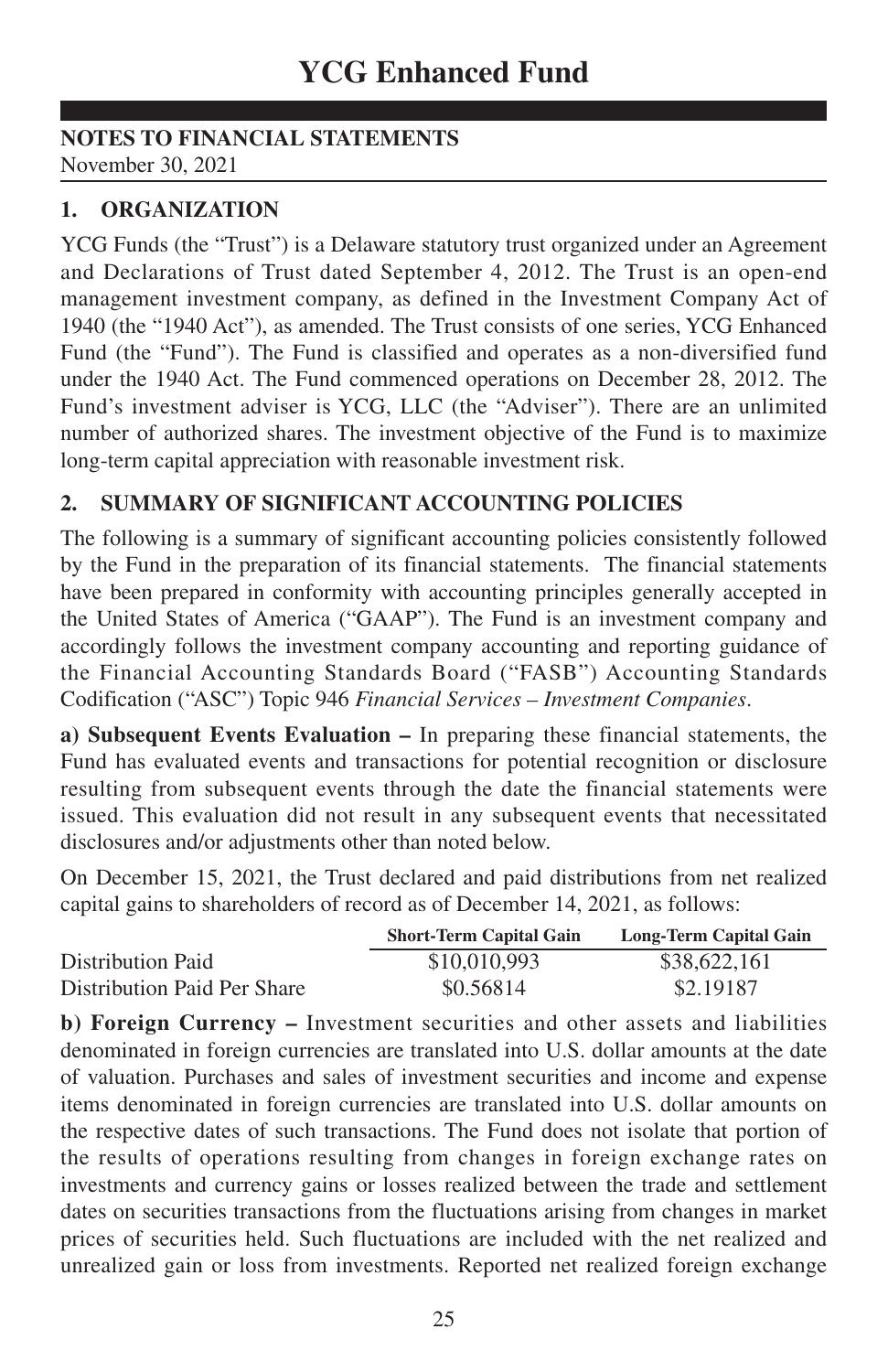# YCG Enhanced Fund

## NOTES TO FINANCIAL STATEMENTS

November 30, 2021

### 1. ORGANIZATION

YCG Funds (the "Trust") is a Delaware statutory trust organized under an Agreement and Declarations of Trust dated September 4, 2012. The Trust is an open-end management investment company, as defined in the Investment Company Act of 1940 (the "1940 Act"), as amended. The Trust consists of one series, YCG Enhanced Fund (the "Fund"). The Fund is classified and operates as a non-diversified fund under the 1940 Act. The Fund commenced operations on December 28, 2012. The Fund's investment adviser is YCG, LLC (the "Adviser"). There are an unlimited number of authorized shares. The investment objective of the Fund is to maximize long-term capital appreciation with reasonable investment risk.

### 2. SUMMARY OF SIGNIFICANT ACCOUNTING POLICIES

The following is a summary of significant accounting policies consistently followed by the Fund in the preparation of its financial statements. The financial statements have been prepared in conformity with accounting principles generally accepted in the United States of America ("GAAP"). The Fund is an investment company and accordingly follows the investment company accounting and reporting guidance of the Financial Accounting Standards Board ("FASB") Accounting Standards Codification ("ASC") Topic 946 *Financial Services – Investment Companies*.

**a) Subsequent Events Evaluation –** In preparing these financial statements, the Fund has evaluated events and transactions for potential recognition or disclosure resulting from subsequent events through the date the financial statements were issued. This evaluation did not result in any subsequent events that necessitated disclosures and/or adjustments other than noted below.

On December 15, 2021, the Trust declared and paid distributions from net realized capital gains to shareholders of record as of December 14, 2021, as follows:

| | Short-Term Capital Gain | Long-Term Capital Gain |
|---|---|---|
| Distribution Paid | \$10,010,993 | \$38,622,161 |
| Distribution Paid Per Share | \$0.56814 | \$2.19187 |

**b) Foreign Currency –** Investment securities and other assets and liabilities denominated in foreign currencies are translated into U.S. dollar amounts at the date of valuation. Purchases and sales of investment securities and income and expense items denominated in foreign currencies are translated into U.S. dollar amounts on the respective dates of such transactions. The Fund does not isolate that portion of the results of operations resulting from changes in foreign exchange rates on investments and currency gains or losses realized between the trade and settlement dates on securities transactions from the fluctuations arising from changes in market prices of securities held. Such fluctuations are included with the net realized and unrealized gain or loss from investments. Reported net realized foreign exchange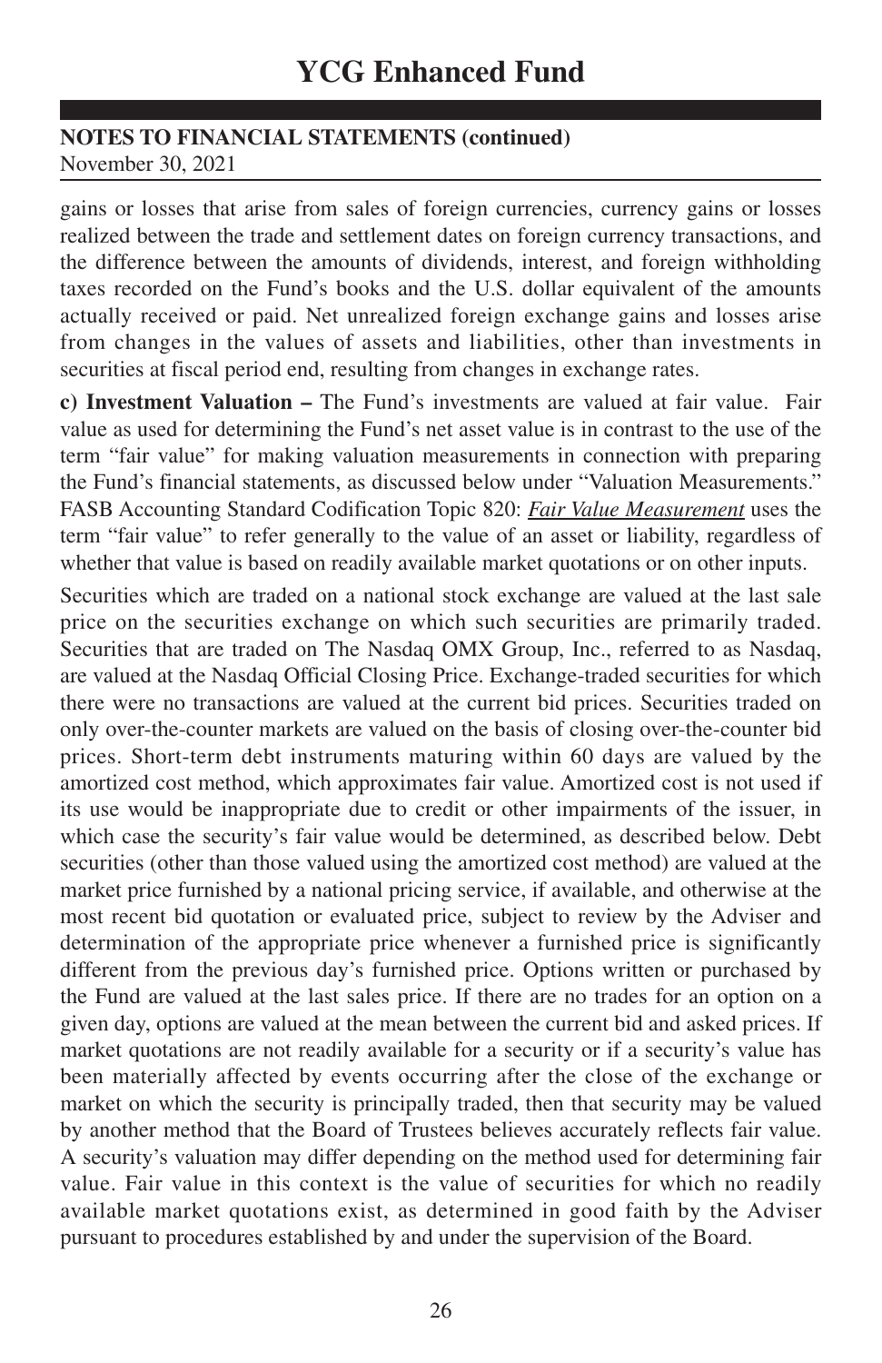gains or losses that arise from sales of foreign currencies, currency gains or losses realized between the trade and settlement dates on foreign currency transactions, and the difference between the amounts of dividends, interest, and foreign withholding taxes recorded on the Fund's books and the U.S. dollar equivalent of the amounts actually received or paid. Net unrealized foreign exchange gains and losses arise from changes in the values of assets and liabilities, other than investments in securities at fiscal period end, resulting from changes in exchange rates.

**c) Investment Valuation –** The Fund's investments are valued at fair value. Fair value as used for determining the Fund's net asset value is in contrast to the use of the term "fair value" for making valuation measurements in connection with preparing the Fund's financial statements, as discussed below under "Valuation Measurements." FASB Accounting Standard Codification Topic 820: *Fair Value Measurement* uses the term "fair value" to refer generally to the value of an asset or liability, regardless of whether that value is based on readily available market quotations or on other inputs.

Securities which are traded on a national stock exchange are valued at the last sale price on the securities exchange on which such securities are primarily traded. Securities that are traded on The Nasdaq OMX Group, Inc., referred to as Nasdaq, are valued at the Nasdaq Official Closing Price. Exchange-traded securities for which there were no transactions are valued at the current bid prices. Securities traded on only over-the-counter markets are valued on the basis of closing over-the-counter bid prices. Short-term debt instruments maturing within 60 days are valued by the amortized cost method, which approximates fair value. Amortized cost is not used if its use would be inappropriate due to credit or other impairments of the issuer, in which case the security's fair value would be determined, as described below. Debt securities (other than those valued using the amortized cost method) are valued at the market price furnished by a national pricing service, if available, and otherwise at the most recent bid quotation or evaluated price, subject to review by the Adviser and determination of the appropriate price whenever a furnished price is significantly different from the previous day's furnished price. Options written or purchased by the Fund are valued at the last sales price. If there are no trades for an option on a given day, options are valued at the mean between the current bid and asked prices. If market quotations are not readily available for a security or if a security's value has been materially affected by events occurring after the close of the exchange or market on which the security is principally traded, then that security may be valued by another method that the Board of Trustees believes accurately reflects fair value. A security's valuation may differ depending on the method used for determining fair value. Fair value in this context is the value of securities for which no readily available market quotations exist, as determined in good faith by the Adviser pursuant to procedures established by and under the supervision of the Board.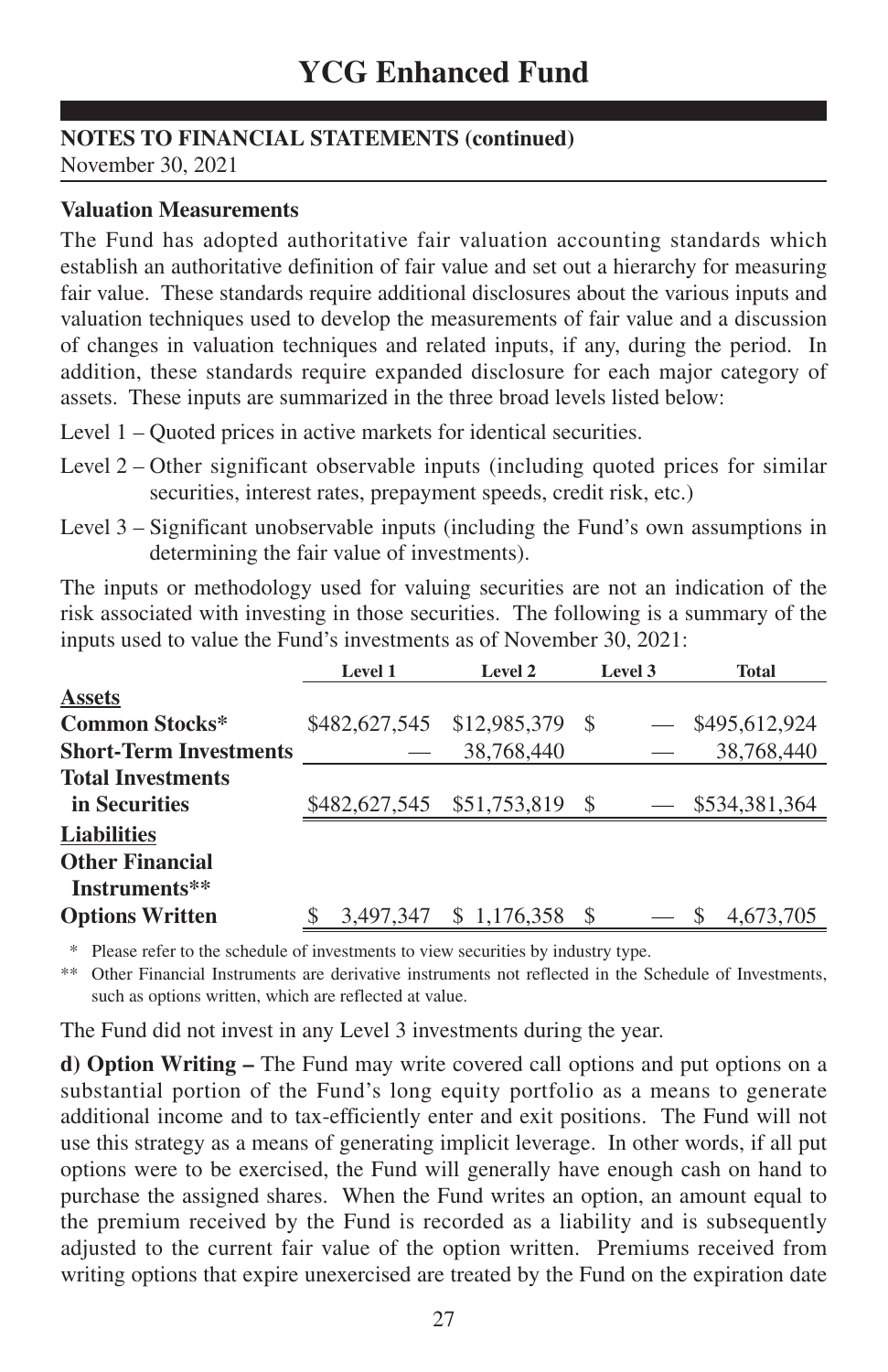# YCG Enhanced Fund

**NOTES TO FINANCIAL STATEMENTS (continued)**
November 30, 2021

**Valuation Measurements**

The Fund has adopted authoritative fair valuation accounting standards which establish an authoritative definition of fair value and set out a hierarchy for measuring fair value. These standards require additional disclosures about the various inputs and valuation techniques used to develop the measurements of fair value and a discussion of changes in valuation techniques and related inputs, if any, during the period. In addition, these standards require expanded disclosure for each major category of assets. These inputs are summarized in the three broad levels listed below:

Level 1 – Quoted prices in active markets for identical securities.

Level 2 – Other significant observable inputs (including quoted prices for similar securities, interest rates, prepayment speeds, credit risk, etc.)

Level 3 – Significant unobservable inputs (including the Fund's own assumptions in determining the fair value of investments).

The inputs or methodology used for valuing securities are not an indication of the risk associated with investing in those securities. The following is a summary of the inputs used to value the Fund's investments as of November 30, 2021:

| | Level 1 | Level 2 | Level 3 | Total |
|---|---|---|---|---|
| **Assets** | | | | |
| **Common Stocks*** | $482,627,545 | $12,985,379 | $ — | $495,612,924 |
| **Short-Term Investments** | — | 38,768,440 | — | 38,768,440 |
| **Total Investments in Securities** | $482,627,545 | $51,753,819 | $ — | $534,381,364 |
| **Liabilities** | | | | |
| **Other Financial Instruments**** | | | | |
| **Options Written** | $ 3,497,347 | $ 1,176,358 | $ — | $ 4,673,705 |

\* Please refer to the schedule of investments to view securities by industry type.

\*\* Other Financial Instruments are derivative instruments not reflected in the Schedule of Investments, such as options written, which are reflected at value.

The Fund did not invest in any Level 3 investments during the year.

**d) Option Writing –** The Fund may write covered call options and put options on a substantial portion of the Fund's long equity portfolio as a means to generate additional income and to tax-efficiently enter and exit positions. The Fund will not use this strategy as a means of generating implicit leverage. In other words, if all put options were to be exercised, the Fund will generally have enough cash on hand to purchase the assigned shares. When the Fund writes an option, an amount equal to the premium received by the Fund is recorded as a liability and is subsequently adjusted to the current fair value of the option written. Premiums received from writing options that expire unexercised are treated by the Fund on the expiration date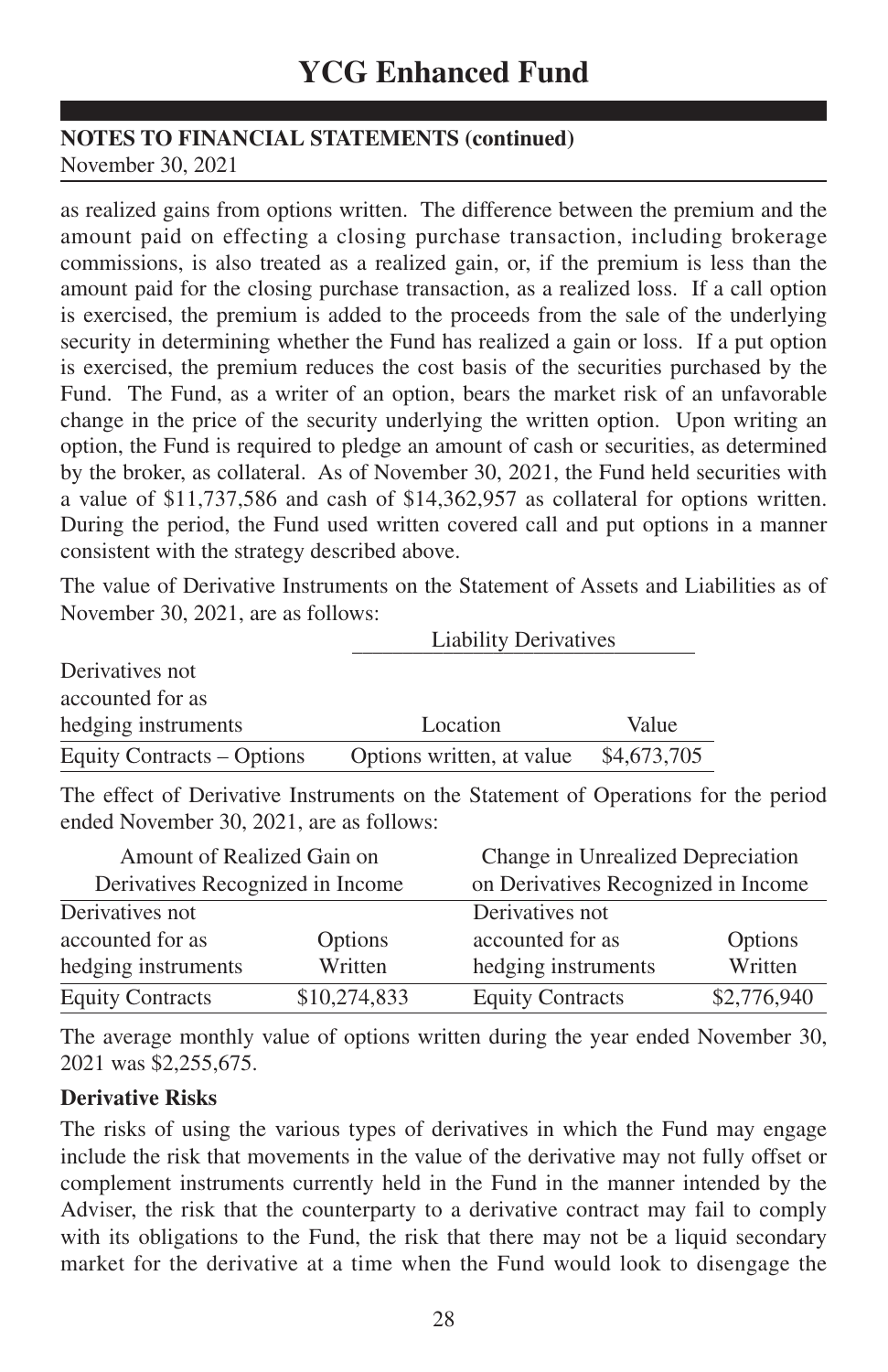as realized gains from options written. The difference between the premium and the amount paid on effecting a closing purchase transaction, including brokerage commissions, is also treated as a realized gain, or, if the premium is less than the amount paid for the closing purchase transaction, as a realized loss. If a call option is exercised, the premium is added to the proceeds from the sale of the underlying security in determining whether the Fund has realized a gain or loss. If a put option is exercised, the premium reduces the cost basis of the securities purchased by the Fund. The Fund, as a writer of an option, bears the market risk of an unfavorable change in the price of the security underlying the written option. Upon writing an option, the Fund is required to pledge an amount of cash or securities, as determined by the broker, as collateral. As of November 30, 2021, the Fund held securities with a value of $11,737,586 and cash of $14,362,957 as collateral for options written. During the period, the Fund used written covered call and put options in a manner consistent with the strategy described above.

The value of Derivative Instruments on the Statement of Assets and Liabilities as of November 30, 2021, are as follows:

| | Liability Derivatives | |
|---|---|---|
| Derivatives not accounted for as hedging instruments | Location | Value |
| Equity Contracts – Options | Options written, at value | $4,673,705 |

The effect of Derivative Instruments on the Statement of Operations for the period ended November 30, 2021, are as follows:

| Amount of Realized Gain on Derivatives Recognized in Income | |
|---|---|
| Derivatives not accounted for as hedging instruments | Options Written |
| Equity Contracts | $10,274,833 |

| Change in Unrealized Depreciation on Derivatives Recognized in Income | |
|---|---|
| Derivatives not accounted for as hedging instruments | Options Written |
| Equity Contracts | $2,776,940 |

The average monthly value of options written during the year ended November 30, 2021 was $2,255,675.

**Derivative Risks**

The risks of using the various types of derivatives in which the Fund may engage include the risk that movements in the value of the derivative may not fully offset or complement instruments currently held in the Fund in the manner intended by the Adviser, the risk that the counterparty to a derivative contract may fail to comply with its obligations to the Fund, the risk that there may not be a liquid secondary market for the derivative at a time when the Fund would look to disengage the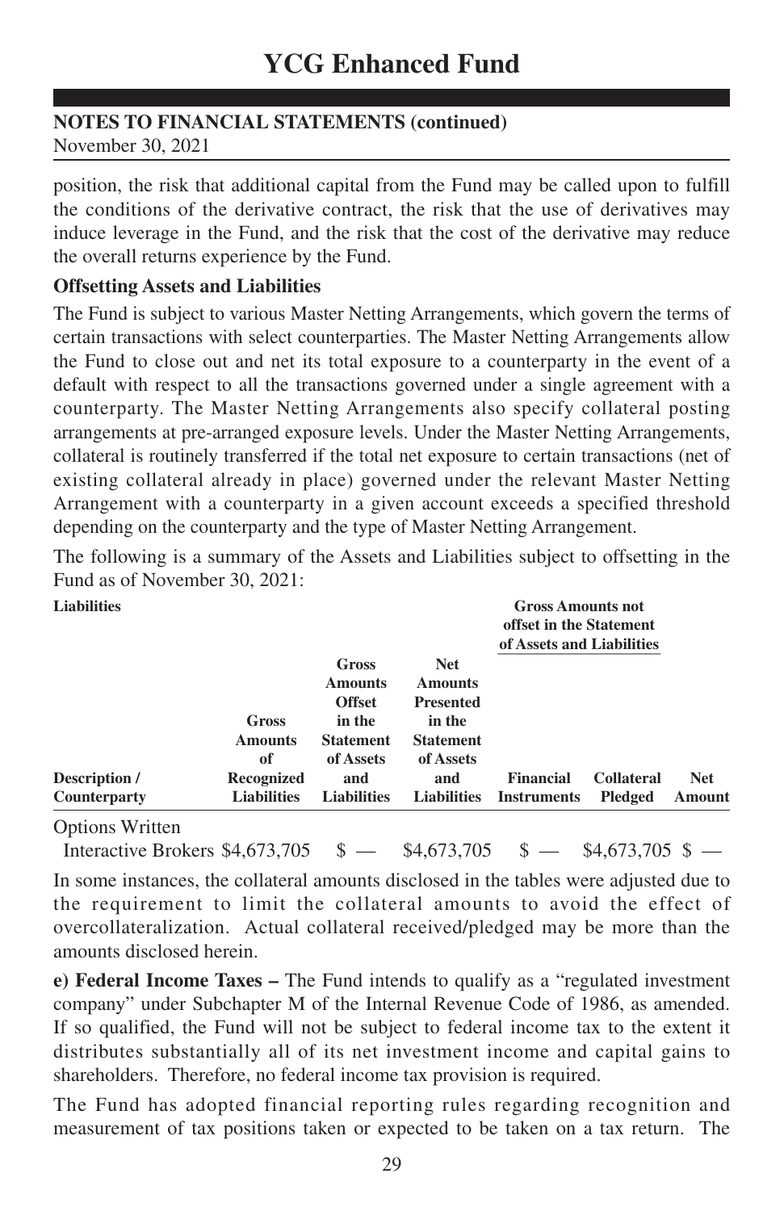position, the risk that additional capital from the Fund may be called upon to fulfill the conditions of the derivative contract, the risk that the use of derivatives may induce leverage in the Fund, and the risk that the cost of the derivative may reduce the overall returns experience by the Fund.

**Offsetting Assets and Liabilities**

The Fund is subject to various Master Netting Arrangements, which govern the terms of certain transactions with select counterparties. The Master Netting Arrangements allow the Fund to close out and net its total exposure to a counterparty in the event of a default with respect to all the transactions governed under a single agreement with a counterparty. The Master Netting Arrangements also specify collateral posting arrangements at pre-arranged exposure levels. Under the Master Netting Arrangements, collateral is routinely transferred if the total net exposure to certain transactions (net of existing collateral already in place) governed under the relevant Master Netting Arrangement with a counterparty in a given account exceeds a specified threshold depending on the counterparty and the type of Master Netting Arrangement.

The following is a summary of the Assets and Liabilities subject to offsetting in the Fund as of November 30, 2021:

**Liabilities**

| | | | | Gross Amounts not offset in the Statement of Assets and Liabilities | | |
|---|---|---|---|---|---|---|
| **Description / Counterparty** | **Gross Amounts of Recognized Liabilities** | **Gross Amounts Offset in the Statement of Assets and Liabilities** | **Net Amounts Presented in the Statement of Assets and Liabilities** | **Financial Instruments** | **Collateral Pledged** | **Net Amount** |
| Options Written | | | | | | |
| Interactive Brokers | $4,673,705 | $ — | $4,673,705 | $ — | $4,673,705 | $ — |

In some instances, the collateral amounts disclosed in the tables were adjusted due to the requirement to limit the collateral amounts to avoid the effect of overcollateralization. Actual collateral received/pledged may be more than the amounts disclosed herein.

**e) Federal Income Taxes –** The Fund intends to qualify as a "regulated investment company" under Subchapter M of the Internal Revenue Code of 1986, as amended. If so qualified, the Fund will not be subject to federal income tax to the extent it distributes substantially all of its net investment income and capital gains to shareholders. Therefore, no federal income tax provision is required.

The Fund has adopted financial reporting rules regarding recognition and measurement of tax positions taken or expected to be taken on a tax return. The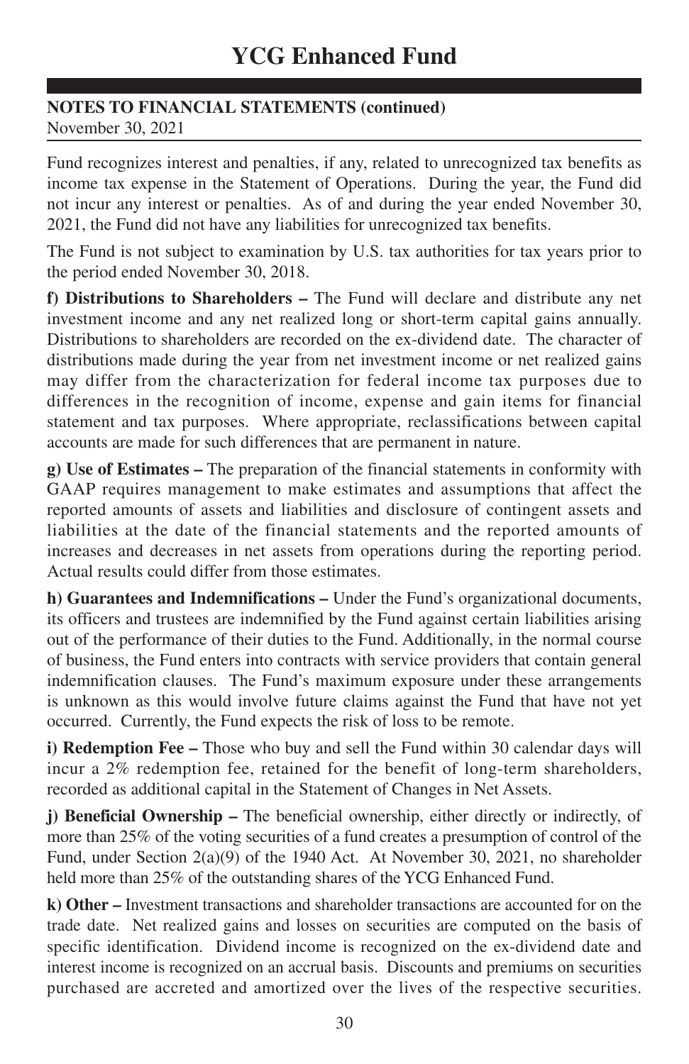**NOTES TO FINANCIAL STATEMENTS (continued)**
November 30, 2021

Fund recognizes interest and penalties, if any, related to unrecognized tax benefits as income tax expense in the Statement of Operations. During the year, the Fund did not incur any interest or penalties. As of and during the year ended November 30, 2021, the Fund did not have any liabilities for unrecognized tax benefits.

The Fund is not subject to examination by U.S. tax authorities for tax years prior to the period ended November 30, 2018.

**f) Distributions to Shareholders –** The Fund will declare and distribute any net investment income and any net realized long or short-term capital gains annually. Distributions to shareholders are recorded on the ex-dividend date. The character of distributions made during the year from net investment income or net realized gains may differ from the characterization for federal income tax purposes due to differences in the recognition of income, expense and gain items for financial statement and tax purposes. Where appropriate, reclassifications between capital accounts are made for such differences that are permanent in nature.

**g) Use of Estimates –** The preparation of the financial statements in conformity with GAAP requires management to make estimates and assumptions that affect the reported amounts of assets and liabilities and disclosure of contingent assets and liabilities at the date of the financial statements and the reported amounts of increases and decreases in net assets from operations during the reporting period. Actual results could differ from those estimates.

**h) Guarantees and Indemnifications –** Under the Fund's organizational documents, its officers and trustees are indemnified by the Fund against certain liabilities arising out of the performance of their duties to the Fund. Additionally, in the normal course of business, the Fund enters into contracts with service providers that contain general indemnification clauses. The Fund's maximum exposure under these arrangements is unknown as this would involve future claims against the Fund that have not yet occurred. Currently, the Fund expects the risk of loss to be remote.

**i) Redemption Fee –** Those who buy and sell the Fund within 30 calendar days will incur a 2% redemption fee, retained for the benefit of long-term shareholders, recorded as additional capital in the Statement of Changes in Net Assets.

**j) Beneficial Ownership –** The beneficial ownership, either directly or indirectly, of more than 25% of the voting securities of a fund creates a presumption of control of the Fund, under Section 2(a)(9) of the 1940 Act. At November 30, 2021, no shareholder held more than 25% of the outstanding shares of the YCG Enhanced Fund.

**k) Other –** Investment transactions and shareholder transactions are accounted for on the trade date. Net realized gains and losses on securities are computed on the basis of specific identification. Dividend income is recognized on the ex-dividend date and interest income is recognized on an accrual basis. Discounts and premiums on securities purchased are accreted and amortized over the lives of the respective securities.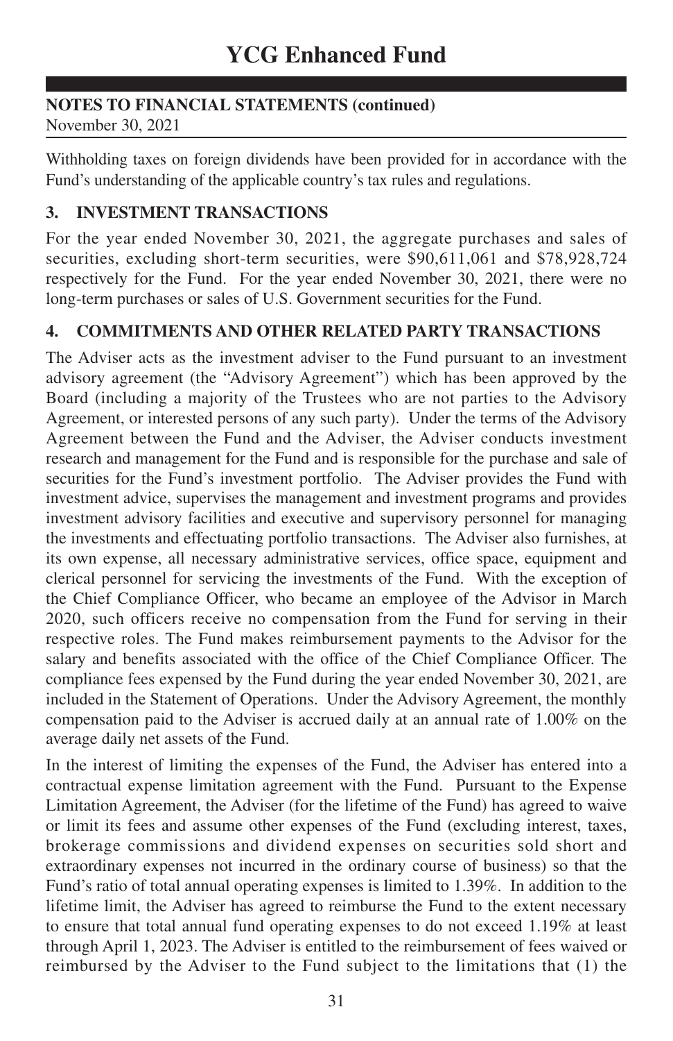# YCG Enhanced Fund

**NOTES TO FINANCIAL STATEMENTS (continued)**
November 30, 2021

Withholding taxes on foreign dividends have been provided for in accordance with the Fund's understanding of the applicable country's tax rules and regulations.

## 3. INVESTMENT TRANSACTIONS

For the year ended November 30, 2021, the aggregate purchases and sales of securities, excluding short-term securities, were $90,611,061 and $78,928,724 respectively for the Fund. For the year ended November 30, 2021, there were no long-term purchases or sales of U.S. Government securities for the Fund.

## 4. COMMITMENTS AND OTHER RELATED PARTY TRANSACTIONS

The Adviser acts as the investment adviser to the Fund pursuant to an investment advisory agreement (the "Advisory Agreement") which has been approved by the Board (including a majority of the Trustees who are not parties to the Advisory Agreement, or interested persons of any such party). Under the terms of the Advisory Agreement between the Fund and the Adviser, the Adviser conducts investment research and management for the Fund and is responsible for the purchase and sale of securities for the Fund's investment portfolio. The Adviser provides the Fund with investment advice, supervises the management and investment programs and provides investment advisory facilities and executive and supervisory personnel for managing the investments and effectuating portfolio transactions. The Adviser also furnishes, at its own expense, all necessary administrative services, office space, equipment and clerical personnel for servicing the investments of the Fund. With the exception of the Chief Compliance Officer, who became an employee of the Advisor in March 2020, such officers receive no compensation from the Fund for serving in their respective roles. The Fund makes reimbursement payments to the Advisor for the salary and benefits associated with the office of the Chief Compliance Officer. The compliance fees expensed by the Fund during the year ended November 30, 2021, are included in the Statement of Operations. Under the Advisory Agreement, the monthly compensation paid to the Adviser is accrued daily at an annual rate of 1.00% on the average daily net assets of the Fund.

In the interest of limiting the expenses of the Fund, the Adviser has entered into a contractual expense limitation agreement with the Fund. Pursuant to the Expense Limitation Agreement, the Adviser (for the lifetime of the Fund) has agreed to waive or limit its fees and assume other expenses of the Fund (excluding interest, taxes, brokerage commissions and dividend expenses on securities sold short and extraordinary expenses not incurred in the ordinary course of business) so that the Fund's ratio of total annual operating expenses is limited to 1.39%. In addition to the lifetime limit, the Adviser has agreed to reimburse the Fund to the extent necessary to ensure that total annual fund operating expenses to do not exceed 1.19% at least through April 1, 2023. The Adviser is entitled to the reimbursement of fees waived or reimbursed by the Adviser to the Fund subject to the limitations that (1) the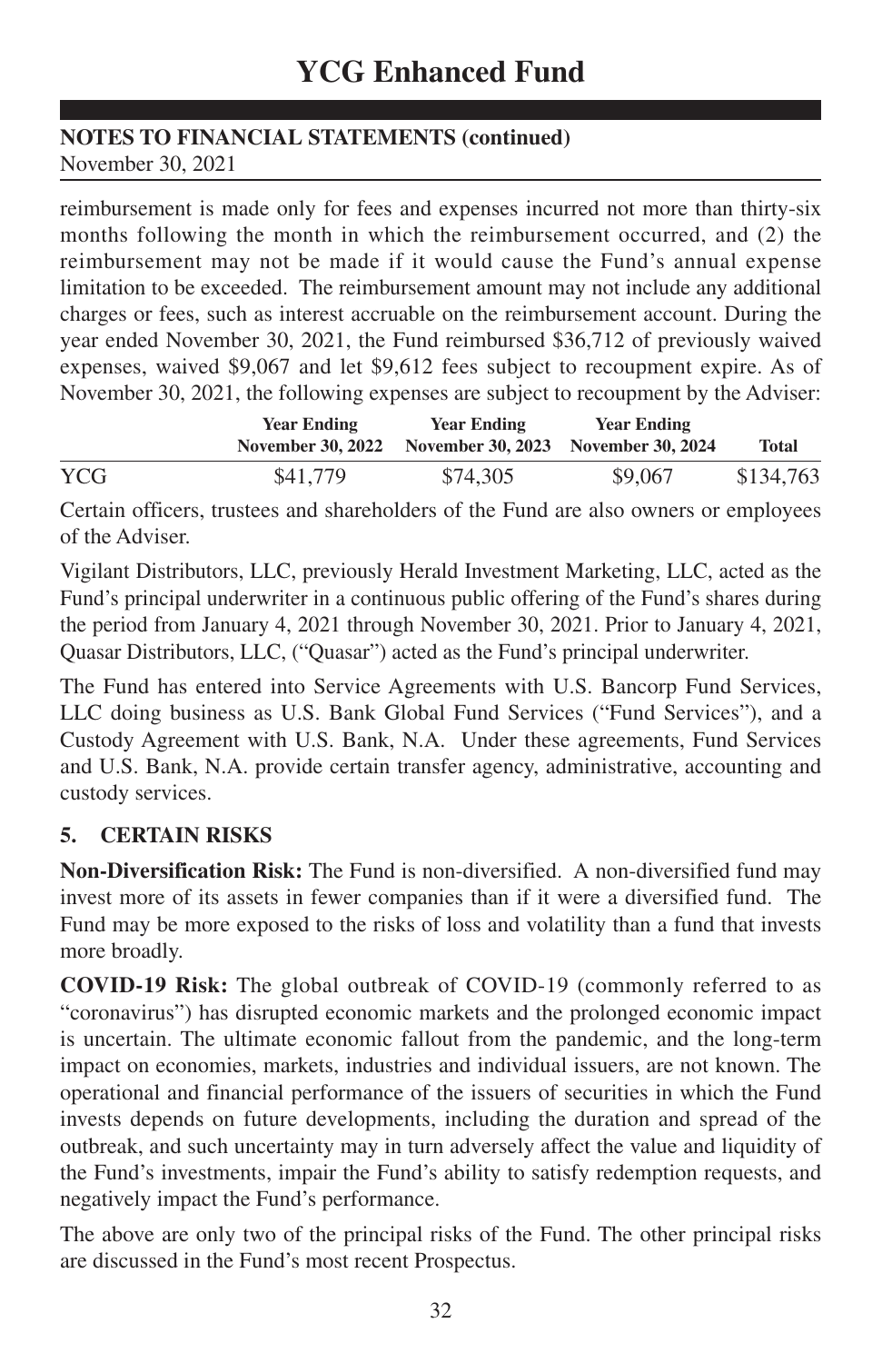reimbursement is made only for fees and expenses incurred not more than thirty-six months following the month in which the reimbursement occurred, and (2) the reimbursement may not be made if it would cause the Fund's annual expense limitation to be exceeded. The reimbursement amount may not include any additional charges or fees, such as interest accruable on the reimbursement account. During the year ended November 30, 2021, the Fund reimbursed $36,712 of previously waived expenses, waived $9,067 and let $9,612 fees subject to recoupment expire. As of November 30, 2021, the following expenses are subject to recoupment by the Adviser:

| | Year Ending November 30, 2022 | Year Ending November 30, 2023 | Year Ending November 30, 2024 | Total |
|---|---|---|---|---|
| YCG | $41,779 | $74,305 | $9,067 | $134,763 |

Certain officers, trustees and shareholders of the Fund are also owners or employees of the Adviser.

Vigilant Distributors, LLC, previously Herald Investment Marketing, LLC, acted as the Fund's principal underwriter in a continuous public offering of the Fund's shares during the period from January 4, 2021 through November 30, 2021. Prior to January 4, 2021, Quasar Distributors, LLC, ("Quasar") acted as the Fund's principal underwriter.

The Fund has entered into Service Agreements with U.S. Bancorp Fund Services, LLC doing business as U.S. Bank Global Fund Services ("Fund Services"), and a Custody Agreement with U.S. Bank, N.A. Under these agreements, Fund Services and U.S. Bank, N.A. provide certain transfer agency, administrative, accounting and custody services.

## 5. CERTAIN RISKS

**Non-Diversification Risk:** The Fund is non-diversified. A non-diversified fund may invest more of its assets in fewer companies than if it were a diversified fund. The Fund may be more exposed to the risks of loss and volatility than a fund that invests more broadly.

**COVID-19 Risk:** The global outbreak of COVID-19 (commonly referred to as "coronavirus") has disrupted economic markets and the prolonged economic impact is uncertain. The ultimate economic fallout from the pandemic, and the long-term impact on economies, markets, industries and individual issuers, are not known. The operational and financial performance of the issuers of securities in which the Fund invests depends on future developments, including the duration and spread of the outbreak, and such uncertainty may in turn adversely affect the value and liquidity of the Fund's investments, impair the Fund's ability to satisfy redemption requests, and negatively impact the Fund's performance.

The above are only two of the principal risks of the Fund. The other principal risks are discussed in the Fund's most recent Prospectus.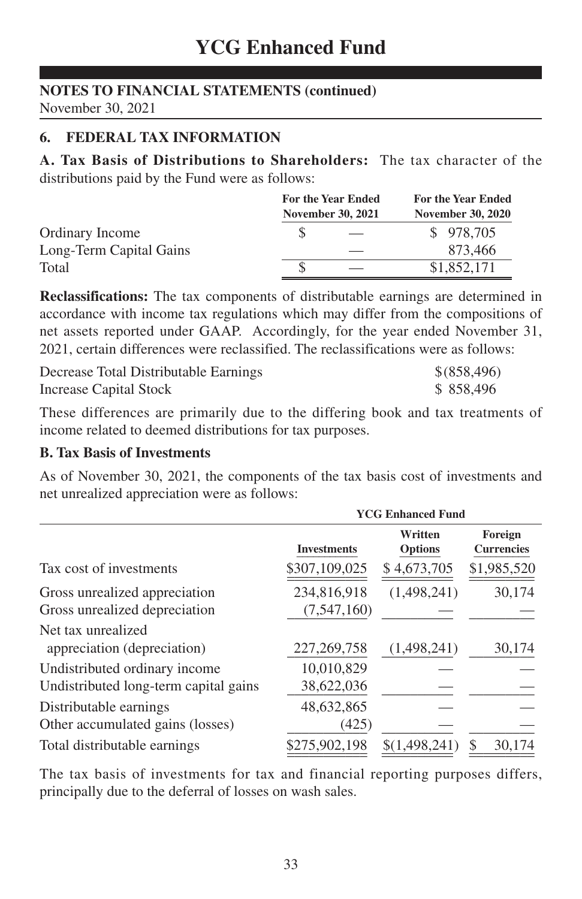# YCG Enhanced Fund

## NOTES TO FINANCIAL STATEMENTS (continued)

November 30, 2021

### 6. FEDERAL TAX INFORMATION

**A. Tax Basis of Distributions to Shareholders:** The tax character of the distributions paid by the Fund were as follows:

| | For the Year Ended November 30, 2021 | For the Year Ended November 30, 2020 |
|---|---|---|
| Ordinary Income | $ — | $ 978,705 |
| Long-Term Capital Gains | — | 873,466 |
| Total | $ — | $1,852,171 |

**Reclassifications:** The tax components of distributable earnings are determined in accordance with income tax regulations which may differ from the compositions of net assets reported under GAAP. Accordingly, for the year ended November 31, 2021, certain differences were reclassified. The reclassifications were as follows:

| | |
|---|---|
| Decrease Total Distributable Earnings | $(858,496) |
| Increase Capital Stock | $ 858,496 |

These differences are primarily due to the differing book and tax treatments of income related to deemed distributions for tax purposes.

**B. Tax Basis of Investments**

As of November 30, 2021, the components of the tax basis cost of investments and net unrealized appreciation were as follows:

| | YCG Enhanced Fund | | |
|---|---|---|---|
| | Investments | Written Options | Foreign Currencies |
| Tax cost of investments | $307,109,025 | $ 4,673,705 | $1,985,520 |
| Gross unrealized appreciation | 234,816,918 | (1,498,241) | 30,174 |
| Gross unrealized depreciation | (7,547,160) | — | — |
| Net tax unrealized appreciation (depreciation) | 227,269,758 | (1,498,241) | 30,174 |
| Undistributed ordinary income | 10,010,829 | — | — |
| Undistributed long-term capital gains | 38,622,036 | — | — |
| Distributable earnings | 48,632,865 | — | — |
| Other accumulated gains (losses) | (425) | — | — |
| Total distributable earnings | $275,902,198 | $(1,498,241) | $ 30,174 |

The tax basis of investments for tax and financial reporting purposes differs, principally due to the deferral of losses on wash sales.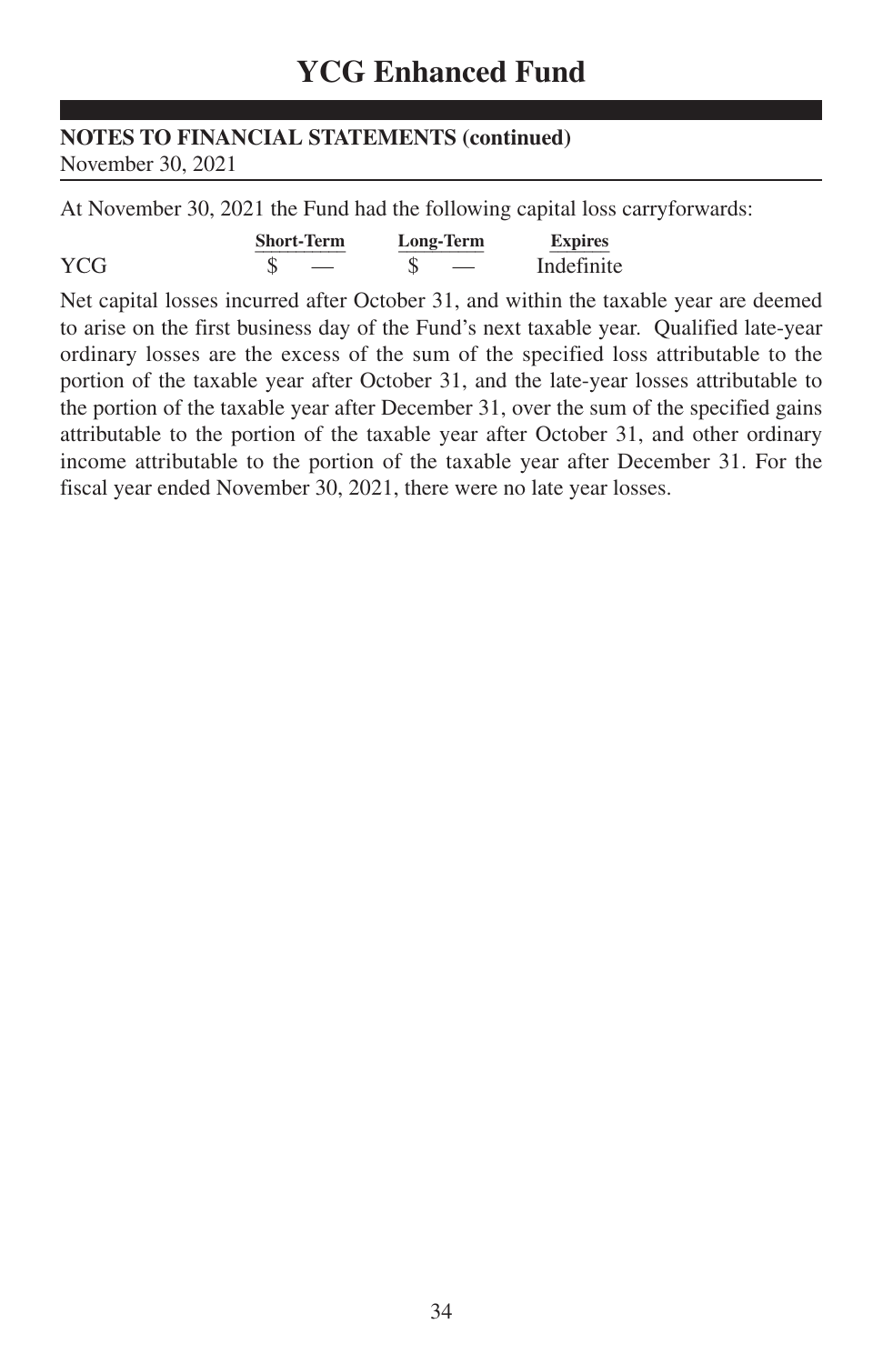# YCG Enhanced Fund

**NOTES TO FINANCIAL STATEMENTS (continued)**
November 30, 2021

At November 30, 2021 the Fund had the following capital loss carryforwards:

| | Short-Term | Long-Term | Expires |
|---|---|---|---|
| YCG | $ — | $ — | Indefinite |

Net capital losses incurred after October 31, and within the taxable year are deemed to arise on the first business day of the Fund's next taxable year. Qualified late-year ordinary losses are the excess of the sum of the specified loss attributable to the portion of the taxable year after October 31, and the late-year losses attributable to the portion of the taxable year after December 31, over the sum of the specified gains attributable to the portion of the taxable year after October 31, and other ordinary income attributable to the portion of the taxable year after December 31. For the fiscal year ended November 30, 2021, there were no late year losses.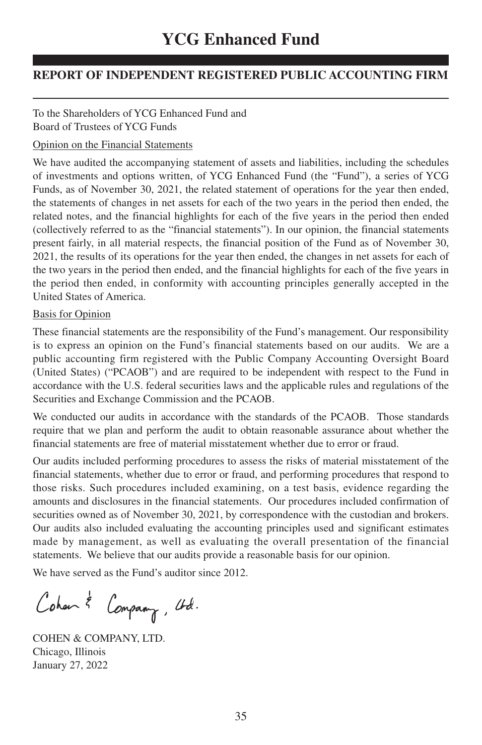# YCG Enhanced Fund

## REPORT OF INDEPENDENT REGISTERED PUBLIC ACCOUNTING FIRM

To the Shareholders of YCG Enhanced Fund and
Board of Trustees of YCG Funds

Opinion on the Financial Statements

We have audited the accompanying statement of assets and liabilities, including the schedules of investments and options written, of YCG Enhanced Fund (the "Fund"), a series of YCG Funds, as of November 30, 2021, the related statement of operations for the year then ended, the statements of changes in net assets for each of the two years in the period then ended, the related notes, and the financial highlights for each of the five years in the period then ended (collectively referred to as the "financial statements"). In our opinion, the financial statements present fairly, in all material respects, the financial position of the Fund as of November 30, 2021, the results of its operations for the year then ended, the changes in net assets for each of the two years in the period then ended, and the financial highlights for each of the five years in the period then ended, in conformity with accounting principles generally accepted in the United States of America.

Basis for Opinion

These financial statements are the responsibility of the Fund's management. Our responsibility is to express an opinion on the Fund's financial statements based on our audits. We are a public accounting firm registered with the Public Company Accounting Oversight Board (United States) ("PCAOB") and are required to be independent with respect to the Fund in accordance with the U.S. federal securities laws and the applicable rules and regulations of the Securities and Exchange Commission and the PCAOB.

We conducted our audits in accordance with the standards of the PCAOB. Those standards require that we plan and perform the audit to obtain reasonable assurance about whether the financial statements are free of material misstatement whether due to error or fraud.

Our audits included performing procedures to assess the risks of material misstatement of the financial statements, whether due to error or fraud, and performing procedures that respond to those risks. Such procedures included examining, on a test basis, evidence regarding the amounts and disclosures in the financial statements. Our procedures included confirmation of securities owned as of November 30, 2021, by correspondence with the custodian and brokers. Our audits also included evaluating the accounting principles used and significant estimates made by management, as well as evaluating the overall presentation of the financial statements. We believe that our audits provide a reasonable basis for our opinion.

We have served as the Fund's auditor since 2012.

Cohen & Company, Ltd.

COHEN & COMPANY, LTD.
Chicago, Illinois
January 27, 2022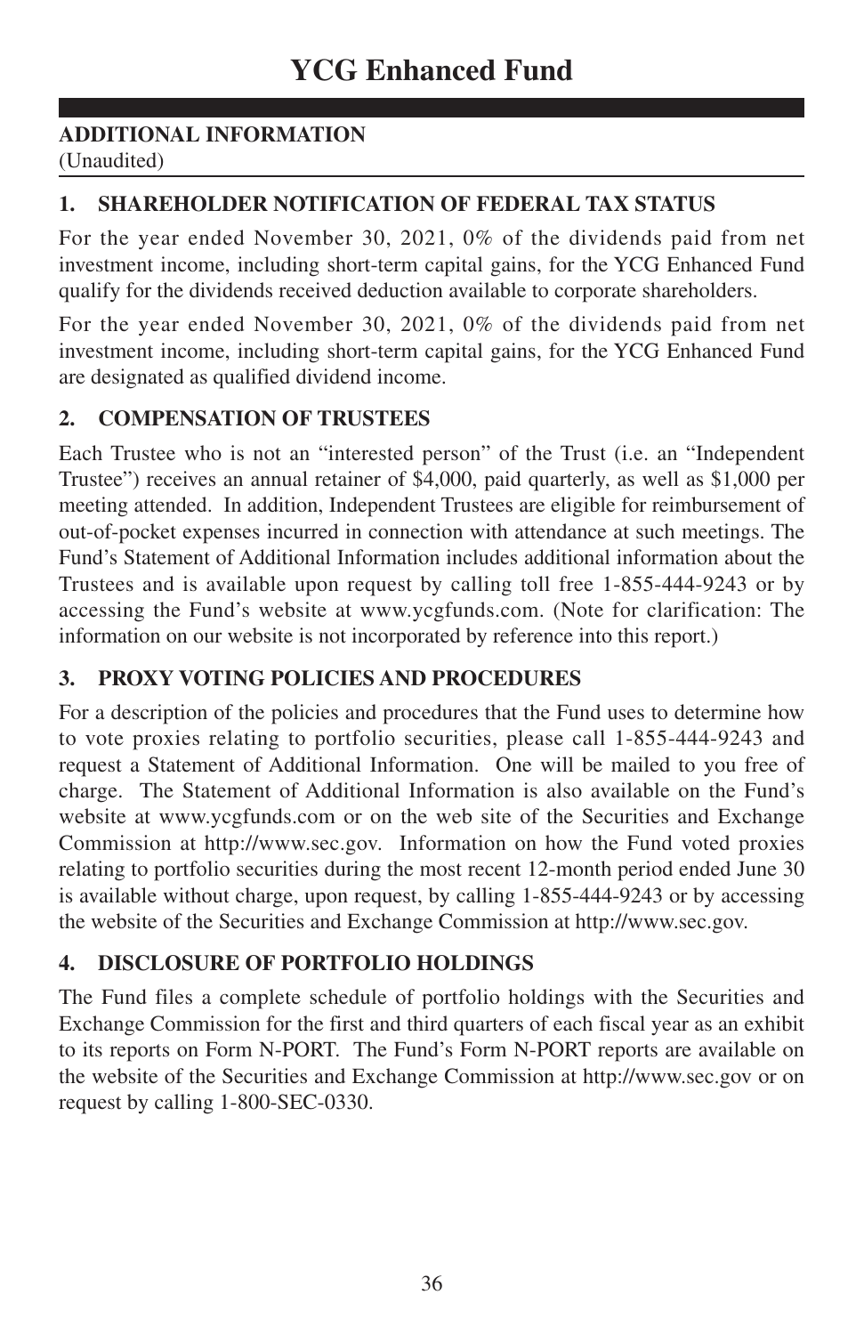# YCG Enhanced Fund

## ADDITIONAL INFORMATION
(Unaudited)

### 1. SHAREHOLDER NOTIFICATION OF FEDERAL TAX STATUS

For the year ended November 30, 2021, 0% of the dividends paid from net investment income, including short-term capital gains, for the YCG Enhanced Fund qualify for the dividends received deduction available to corporate shareholders.

For the year ended November 30, 2021, 0% of the dividends paid from net investment income, including short-term capital gains, for the YCG Enhanced Fund are designated as qualified dividend income.

### 2. COMPENSATION OF TRUSTEES

Each Trustee who is not an "interested person" of the Trust (i.e. an "Independent Trustee") receives an annual retainer of $4,000, paid quarterly, as well as $1,000 per meeting attended. In addition, Independent Trustees are eligible for reimbursement of out-of-pocket expenses incurred in connection with attendance at such meetings. The Fund's Statement of Additional Information includes additional information about the Trustees and is available upon request by calling toll free 1-855-444-9243 or by accessing the Fund's website at www.ycgfunds.com. (Note for clarification: The information on our website is not incorporated by reference into this report.)

### 3. PROXY VOTING POLICIES AND PROCEDURES

For a description of the policies and procedures that the Fund uses to determine how to vote proxies relating to portfolio securities, please call 1-855-444-9243 and request a Statement of Additional Information. One will be mailed to you free of charge. The Statement of Additional Information is also available on the Fund's website at www.ycgfunds.com or on the web site of the Securities and Exchange Commission at http://www.sec.gov. Information on how the Fund voted proxies relating to portfolio securities during the most recent 12-month period ended June 30 is available without charge, upon request, by calling 1-855-444-9243 or by accessing the website of the Securities and Exchange Commission at http://www.sec.gov.

### 4. DISCLOSURE OF PORTFOLIO HOLDINGS

The Fund files a complete schedule of portfolio holdings with the Securities and Exchange Commission for the first and third quarters of each fiscal year as an exhibit to its reports on Form N-PORT. The Fund's Form N-PORT reports are available on the website of the Securities and Exchange Commission at http://www.sec.gov or on request by calling 1-800-SEC-0330.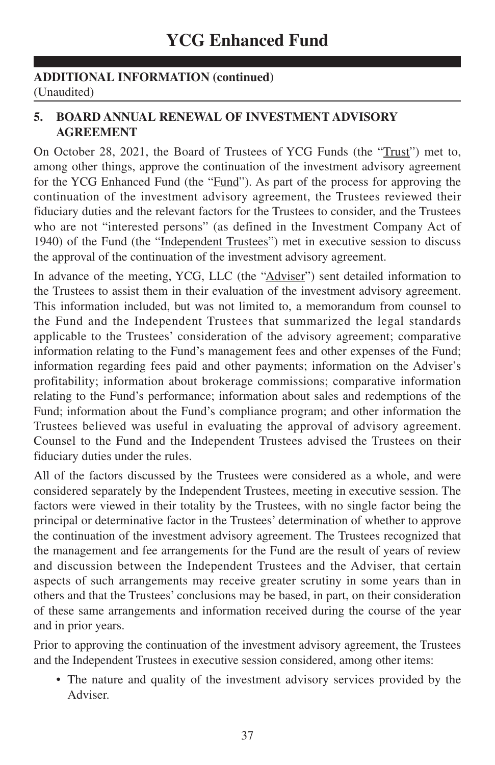**ADDITIONAL INFORMATION (continued)**
(Unaudited)

## 5. BOARD ANNUAL RENEWAL OF INVESTMENT ADVISORY AGREEMENT

On October 28, 2021, the Board of Trustees of YCG Funds (the "Trust") met to, among other things, approve the continuation of the investment advisory agreement for the YCG Enhanced Fund (the "Fund"). As part of the process for approving the continuation of the investment advisory agreement, the Trustees reviewed their fiduciary duties and the relevant factors for the Trustees to consider, and the Trustees who are not "interested persons" (as defined in the Investment Company Act of 1940) of the Fund (the "Independent Trustees") met in executive session to discuss the approval of the continuation of the investment advisory agreement.

In advance of the meeting, YCG, LLC (the "Adviser") sent detailed information to the Trustees to assist them in their evaluation of the investment advisory agreement. This information included, but was not limited to, a memorandum from counsel to the Fund and the Independent Trustees that summarized the legal standards applicable to the Trustees' consideration of the advisory agreement; comparative information relating to the Fund's management fees and other expenses of the Fund; information regarding fees paid and other payments; information on the Adviser's profitability; information about brokerage commissions; comparative information relating to the Fund's performance; information about sales and redemptions of the Fund; information about the Fund's compliance program; and other information the Trustees believed was useful in evaluating the approval of advisory agreement. Counsel to the Fund and the Independent Trustees advised the Trustees on their fiduciary duties under the rules.

All of the factors discussed by the Trustees were considered as a whole, and were considered separately by the Independent Trustees, meeting in executive session. The factors were viewed in their totality by the Trustees, with no single factor being the principal or determinative factor in the Trustees' determination of whether to approve the continuation of the investment advisory agreement. The Trustees recognized that the management and fee arrangements for the Fund are the result of years of review and discussion between the Independent Trustees and the Adviser, that certain aspects of such arrangements may receive greater scrutiny in some years than in others and that the Trustees' conclusions may be based, in part, on their consideration of these same arrangements and information received during the course of the year and in prior years.

Prior to approving the continuation of the investment advisory agreement, the Trustees and the Independent Trustees in executive session considered, among other items:

- The nature and quality of the investment advisory services provided by the Adviser.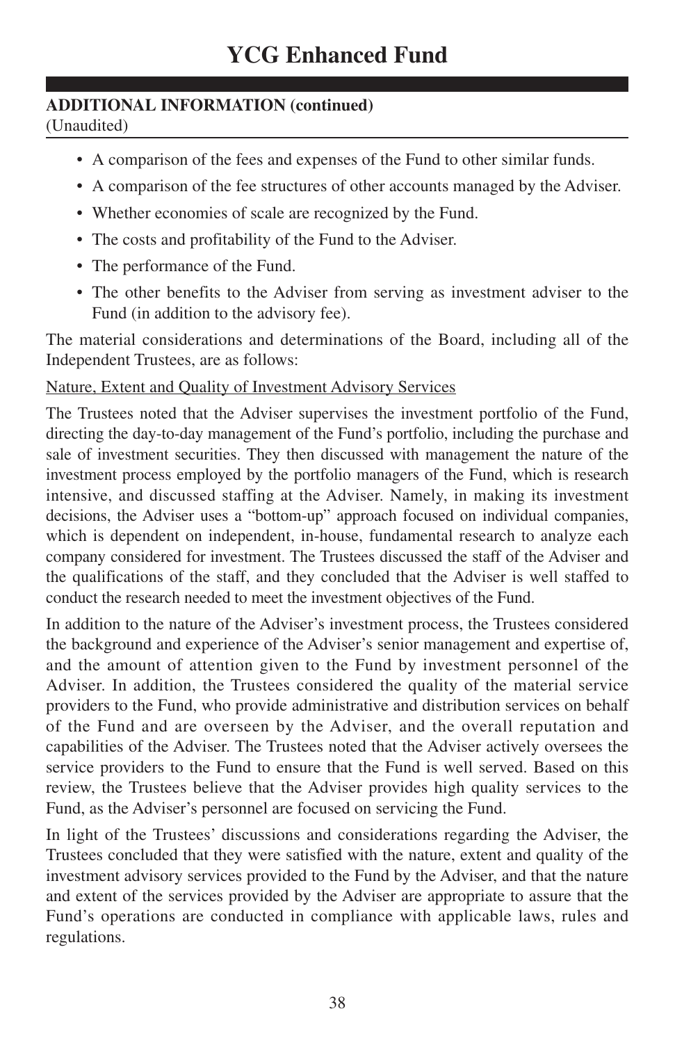**ADDITIONAL INFORMATION (continued)**
(Unaudited)

- A comparison of the fees and expenses of the Fund to other similar funds.
- A comparison of the fee structures of other accounts managed by the Adviser.
- Whether economies of scale are recognized by the Fund.
- The costs and profitability of the Fund to the Adviser.
- The performance of the Fund.
- The other benefits to the Adviser from serving as investment adviser to the Fund (in addition to the advisory fee).

The material considerations and determinations of the Board, including all of the Independent Trustees, are as follows:

Nature, Extent and Quality of Investment Advisory Services

The Trustees noted that the Adviser supervises the investment portfolio of the Fund, directing the day-to-day management of the Fund's portfolio, including the purchase and sale of investment securities. They then discussed with management the nature of the investment process employed by the portfolio managers of the Fund, which is research intensive, and discussed staffing at the Adviser. Namely, in making its investment decisions, the Adviser uses a "bottom-up" approach focused on individual companies, which is dependent on independent, in-house, fundamental research to analyze each company considered for investment. The Trustees discussed the staff of the Adviser and the qualifications of the staff, and they concluded that the Adviser is well staffed to conduct the research needed to meet the investment objectives of the Fund.

In addition to the nature of the Adviser's investment process, the Trustees considered the background and experience of the Adviser's senior management and expertise of, and the amount of attention given to the Fund by investment personnel of the Adviser. In addition, the Trustees considered the quality of the material service providers to the Fund, who provide administrative and distribution services on behalf of the Fund and are overseen by the Adviser, and the overall reputation and capabilities of the Adviser. The Trustees noted that the Adviser actively oversees the service providers to the Fund to ensure that the Fund is well served. Based on this review, the Trustees believe that the Adviser provides high quality services to the Fund, as the Adviser's personnel are focused on servicing the Fund.

In light of the Trustees' discussions and considerations regarding the Adviser, the Trustees concluded that they were satisfied with the nature, extent and quality of the investment advisory services provided to the Fund by the Adviser, and that the nature and extent of the services provided by the Adviser are appropriate to assure that the Fund's operations are conducted in compliance with applicable laws, rules and regulations.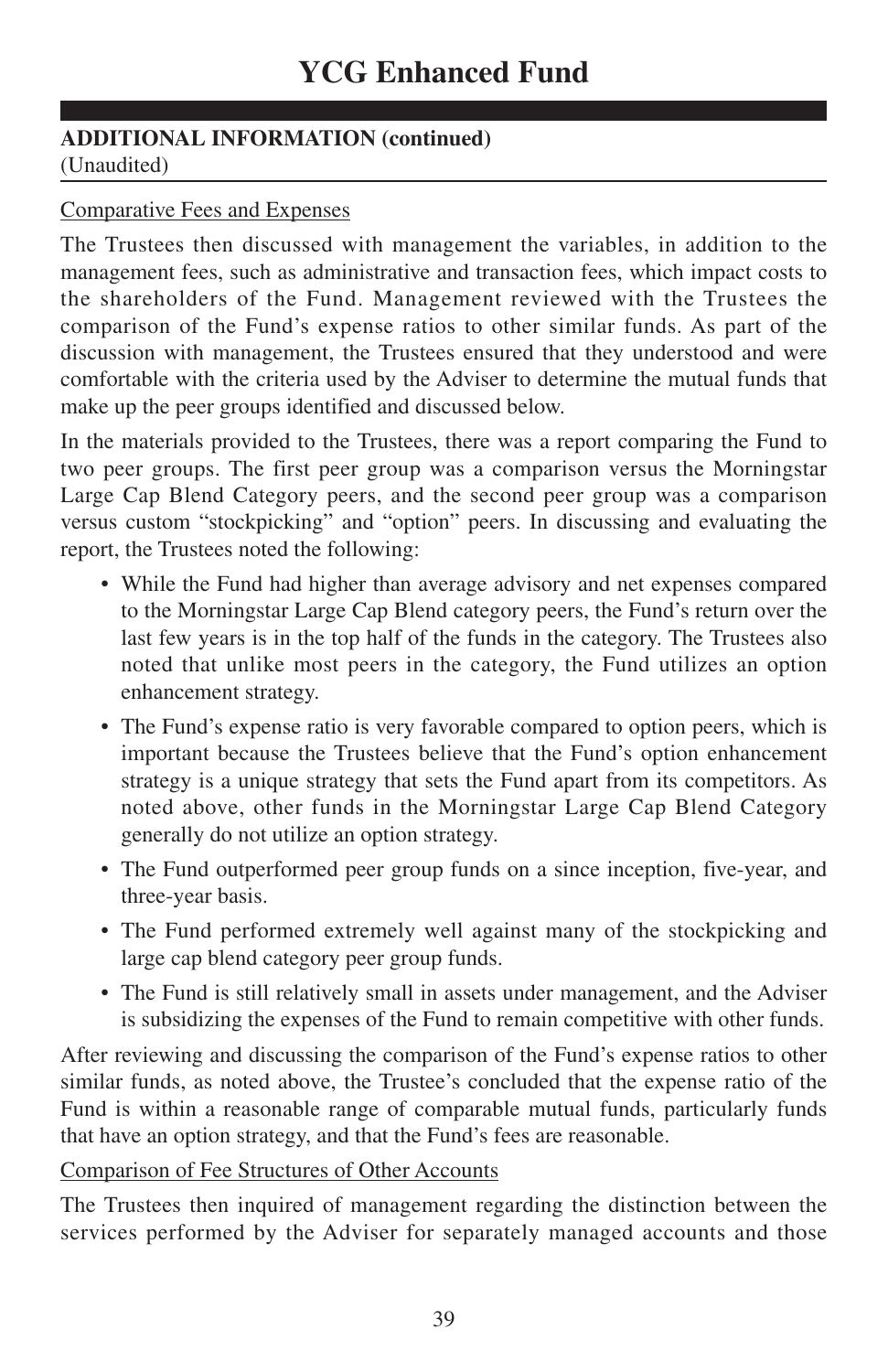# YCG Enhanced Fund

**ADDITIONAL INFORMATION (continued)**
(Unaudited)

Comparative Fees and Expenses

The Trustees then discussed with management the variables, in addition to the management fees, such as administrative and transaction fees, which impact costs to the shareholders of the Fund. Management reviewed with the Trustees the comparison of the Fund's expense ratios to other similar funds. As part of the discussion with management, the Trustees ensured that they understood and were comfortable with the criteria used by the Adviser to determine the mutual funds that make up the peer groups identified and discussed below.

In the materials provided to the Trustees, there was a report comparing the Fund to two peer groups. The first peer group was a comparison versus the Morningstar Large Cap Blend Category peers, and the second peer group was a comparison versus custom "stockpicking" and "option" peers. In discussing and evaluating the report, the Trustees noted the following:

- While the Fund had higher than average advisory and net expenses compared to the Morningstar Large Cap Blend category peers, the Fund's return over the last few years is in the top half of the funds in the category. The Trustees also noted that unlike most peers in the category, the Fund utilizes an option enhancement strategy.
- The Fund's expense ratio is very favorable compared to option peers, which is important because the Trustees believe that the Fund's option enhancement strategy is a unique strategy that sets the Fund apart from its competitors. As noted above, other funds in the Morningstar Large Cap Blend Category generally do not utilize an option strategy.
- The Fund outperformed peer group funds on a since inception, five-year, and three-year basis.
- The Fund performed extremely well against many of the stockpicking and large cap blend category peer group funds.
- The Fund is still relatively small in assets under management, and the Adviser is subsidizing the expenses of the Fund to remain competitive with other funds.

After reviewing and discussing the comparison of the Fund's expense ratios to other similar funds, as noted above, the Trustee's concluded that the expense ratio of the Fund is within a reasonable range of comparable mutual funds, particularly funds that have an option strategy, and that the Fund's fees are reasonable.

Comparison of Fee Structures of Other Accounts

The Trustees then inquired of management regarding the distinction between the services performed by the Adviser for separately managed accounts and those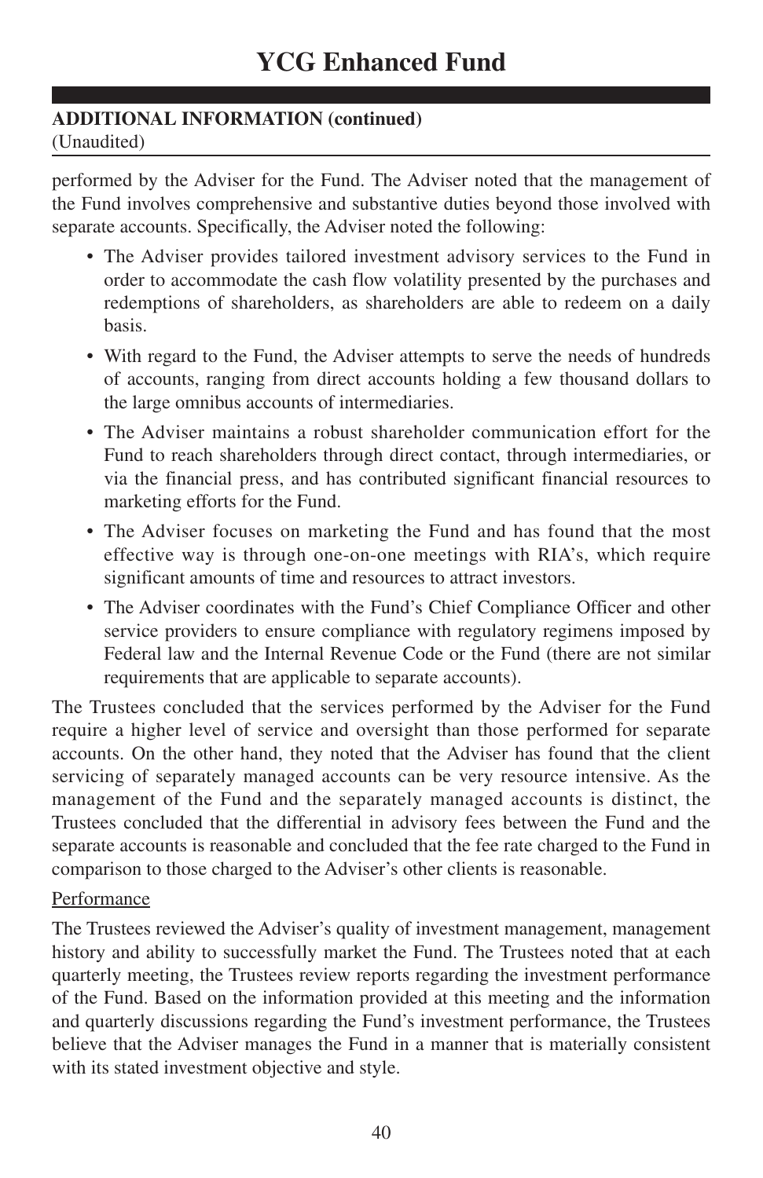**ADDITIONAL INFORMATION (continued)**
(Unaudited)

performed by the Adviser for the Fund. The Adviser noted that the management of the Fund involves comprehensive and substantive duties beyond those involved with separate accounts. Specifically, the Adviser noted the following:

- The Adviser provides tailored investment advisory services to the Fund in order to accommodate the cash flow volatility presented by the purchases and redemptions of shareholders, as shareholders are able to redeem on a daily basis.
- With regard to the Fund, the Adviser attempts to serve the needs of hundreds of accounts, ranging from direct accounts holding a few thousand dollars to the large omnibus accounts of intermediaries.
- The Adviser maintains a robust shareholder communication effort for the Fund to reach shareholders through direct contact, through intermediaries, or via the financial press, and has contributed significant financial resources to marketing efforts for the Fund.
- The Adviser focuses on marketing the Fund and has found that the most effective way is through one-on-one meetings with RIA's, which require significant amounts of time and resources to attract investors.
- The Adviser coordinates with the Fund's Chief Compliance Officer and other service providers to ensure compliance with regulatory regimens imposed by Federal law and the Internal Revenue Code or the Fund (there are not similar requirements that are applicable to separate accounts).

The Trustees concluded that the services performed by the Adviser for the Fund require a higher level of service and oversight than those performed for separate accounts. On the other hand, they noted that the Adviser has found that the client servicing of separately managed accounts can be very resource intensive. As the management of the Fund and the separately managed accounts is distinct, the Trustees concluded that the differential in advisory fees between the Fund and the separate accounts is reasonable and concluded that the fee rate charged to the Fund in comparison to those charged to the Adviser's other clients is reasonable.

Performance

The Trustees reviewed the Adviser's quality of investment management, management history and ability to successfully market the Fund. The Trustees noted that at each quarterly meeting, the Trustees review reports regarding the investment performance of the Fund. Based on the information provided at this meeting and the information and quarterly discussions regarding the Fund's investment performance, the Trustees believe that the Adviser manages the Fund in a manner that is materially consistent with its stated investment objective and style.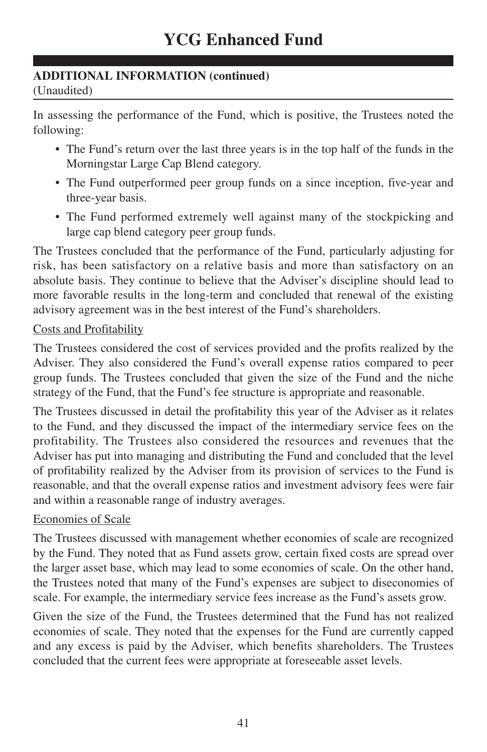## ADDITIONAL INFORMATION (continued)

(Unaudited)

In assessing the performance of the Fund, which is positive, the Trustees noted the following:

- The Fund's return over the last three years is in the top half of the funds in the Morningstar Large Cap Blend category.
- The Fund outperformed peer group funds on a since inception, five-year and three-year basis.
- The Fund performed extremely well against many of the stockpicking and large cap blend category peer group funds.

The Trustees concluded that the performance of the Fund, particularly adjusting for risk, has been satisfactory on a relative basis and more than satisfactory on an absolute basis. They continue to believe that the Adviser's discipline should lead to more favorable results in the long-term and concluded that renewal of the existing advisory agreement was in the best interest of the Fund's shareholders.

Costs and Profitability

The Trustees considered the cost of services provided and the profits realized by the Adviser. They also considered the Fund's overall expense ratios compared to peer group funds. The Trustees concluded that given the size of the Fund and the niche strategy of the Fund, that the Fund's fee structure is appropriate and reasonable.

The Trustees discussed in detail the profitability this year of the Adviser as it relates to the Fund, and they discussed the impact of the intermediary service fees on the profitability. The Trustees also considered the resources and revenues that the Adviser has put into managing and distributing the Fund and concluded that the level of profitability realized by the Adviser from its provision of services to the Fund is reasonable, and that the overall expense ratios and investment advisory fees were fair and within a reasonable range of industry averages.

Economies of Scale

The Trustees discussed with management whether economies of scale are recognized by the Fund. They noted that as Fund assets grow, certain fixed costs are spread over the larger asset base, which may lead to some economies of scale. On the other hand, the Trustees noted that many of the Fund's expenses are subject to diseconomies of scale. For example, the intermediary service fees increase as the Fund's assets grow.

Given the size of the Fund, the Trustees determined that the Fund has not realized economies of scale. They noted that the expenses for the Fund are currently capped and any excess is paid by the Adviser, which benefits shareholders. The Trustees concluded that the current fees were appropriate at foreseeable asset levels.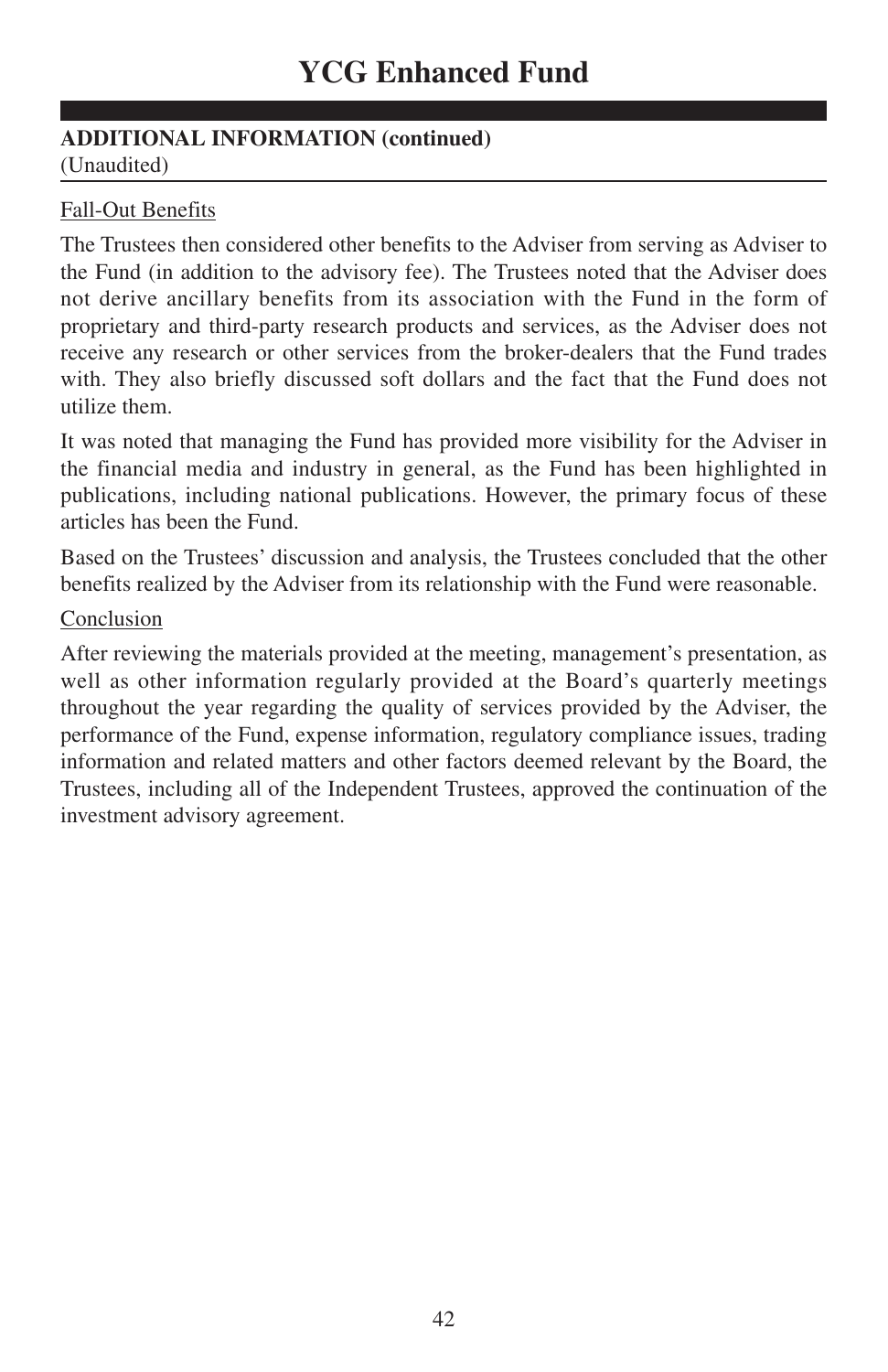**ADDITIONAL INFORMATION (continued)**
(Unaudited)

Fall-Out Benefits

The Trustees then considered other benefits to the Adviser from serving as Adviser to the Fund (in addition to the advisory fee). The Trustees noted that the Adviser does not derive ancillary benefits from its association with the Fund in the form of proprietary and third-party research products and services, as the Adviser does not receive any research or other services from the broker-dealers that the Fund trades with. They also briefly discussed soft dollars and the fact that the Fund does not utilize them.

It was noted that managing the Fund has provided more visibility for the Adviser in the financial media and industry in general, as the Fund has been highlighted in publications, including national publications. However, the primary focus of these articles has been the Fund.

Based on the Trustees' discussion and analysis, the Trustees concluded that the other benefits realized by the Adviser from its relationship with the Fund were reasonable.

Conclusion

After reviewing the materials provided at the meeting, management's presentation, as well as other information regularly provided at the Board's quarterly meetings throughout the year regarding the quality of services provided by the Adviser, the performance of the Fund, expense information, regulatory compliance issues, trading information and related matters and other factors deemed relevant by the Board, the Trustees, including all of the Independent Trustees, approved the continuation of the investment advisory agreement.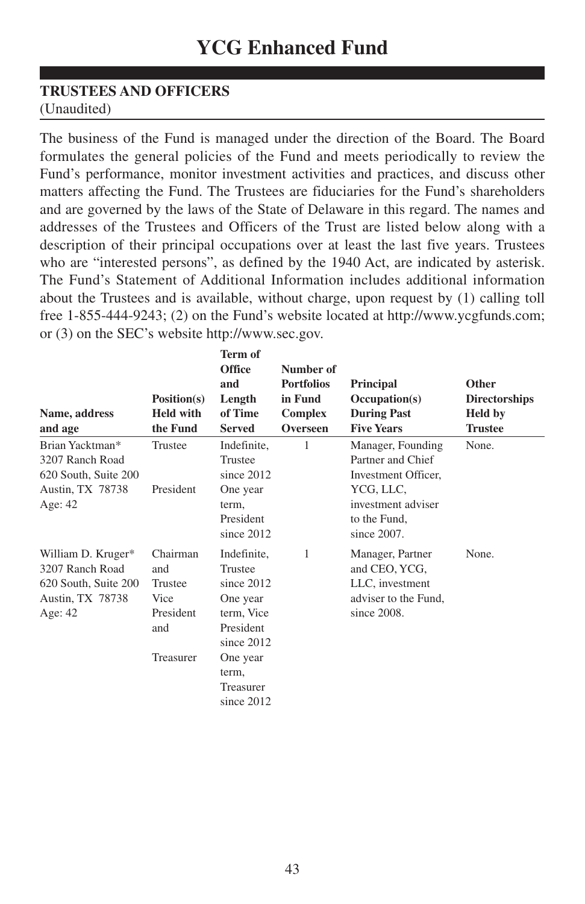# YCG Enhanced Fund

## TRUSTEES AND OFFICERS

(Unaudited)

The business of the Fund is managed under the direction of the Board. The Board formulates the general policies of the Fund and meets periodically to review the Fund's performance, monitor investment activities and practices, and discuss other matters affecting the Fund. The Trustees are fiduciaries for the Fund's shareholders and are governed by the laws of the State of Delaware in this regard. The names and addresses of the Trustees and Officers of the Trust are listed below along with a description of their principal occupations over at least the last five years. Trustees who are "interested persons", as defined by the 1940 Act, are indicated by asterisk. The Fund's Statement of Additional Information includes additional information about the Trustees and is available, without charge, upon request by (1) calling toll free 1-855-444-9243; (2) on the Fund's website located at http://www.ycgfunds.com; or (3) on the SEC's website http://www.sec.gov.

| Name, address and age | Position(s) Held with the Fund | Term of Office and Length of Time Served | Number of Portfolios in Fund Complex Overseen | Principal Occupation(s) During Past Five Years | Other Directorships Held by Trustee |
|---|---|---|---|---|---|
| Brian Yacktman*<br>3207 Ranch Road<br>620 South, Suite 200<br>Austin, TX 78738<br>Age: 42 | Trustee<br><br>President | Indefinite, Trustee since 2012<br>One year term, President since 2012 | 1 | Manager, Founding Partner and Chief Investment Officer, YCG, LLC, investment adviser to the Fund, since 2007. | None. |
| William D. Kruger*<br>3207 Ranch Road<br>620 South, Suite 200<br>Austin, TX 78738<br>Age: 42 | Chairman and Trustee<br>Vice President and<br><br>Treasurer | Indefinite, Trustee since 2012<br>One year term, Vice President since 2012<br>One year term, Treasurer since 2012 | 1 | Manager, Partner and CEO, YCG, LLC, investment adviser to the Fund, since 2008. | None. |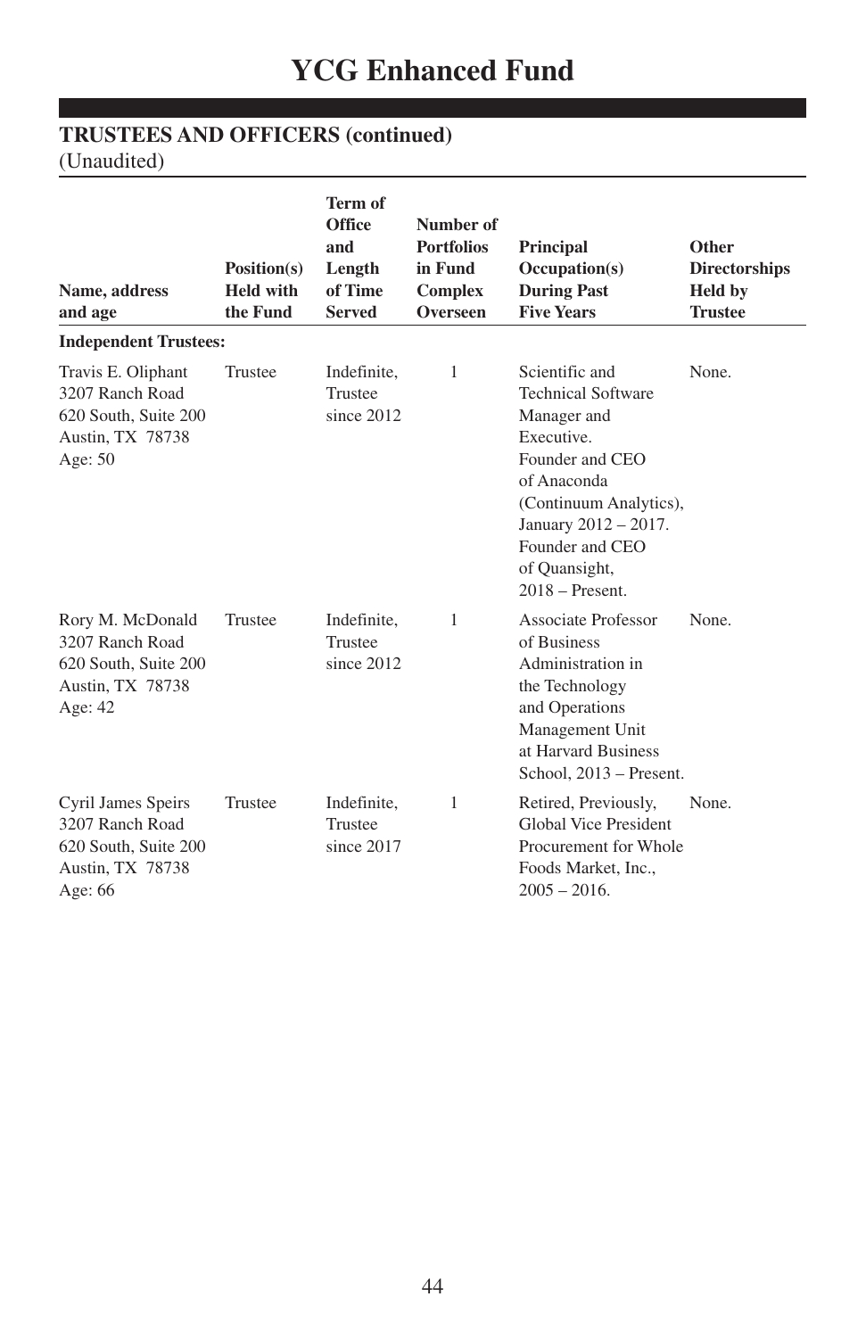# YCG Enhanced Fund

## TRUSTEES AND OFFICERS (continued)

(Unaudited)

| Name, address and age | Position(s) Held with the Fund | Term of Office and Length of Time Served | Number of Portfolios in Fund Complex Overseen | Principal Occupation(s) During Past Five Years | Other Directorships Held by Trustee |
|---|---|---|---|---|---|
| **Independent Trustees:** | | | | | |
| Travis E. Oliphant<br>3207 Ranch Road 620 South, Suite 200<br>Austin, TX 78738<br>Age: 50 | Trustee | Indefinite, Trustee since 2012 | 1 | Scientific and Technical Software Manager and Executive. Founder and CEO of Anaconda (Continuum Analytics), January 2012 – 2017. Founder and CEO of Quansight, 2018 – Present. | None. |
| Rory M. McDonald<br>3207 Ranch Road 620 South, Suite 200<br>Austin, TX 78738<br>Age: 42 | Trustee | Indefinite, Trustee since 2012 | 1 | Associate Professor of Business Administration in the Technology and Operations Management Unit at Harvard Business School, 2013 – Present. | None. |
| Cyril James Speirs<br>3207 Ranch Road 620 South, Suite 200<br>Austin, TX 78738<br>Age: 66 | Trustee | Indefinite, Trustee since 2017 | 1 | Retired, Previously, Global Vice President Procurement for Whole Foods Market, Inc., 2005 – 2016. | None. |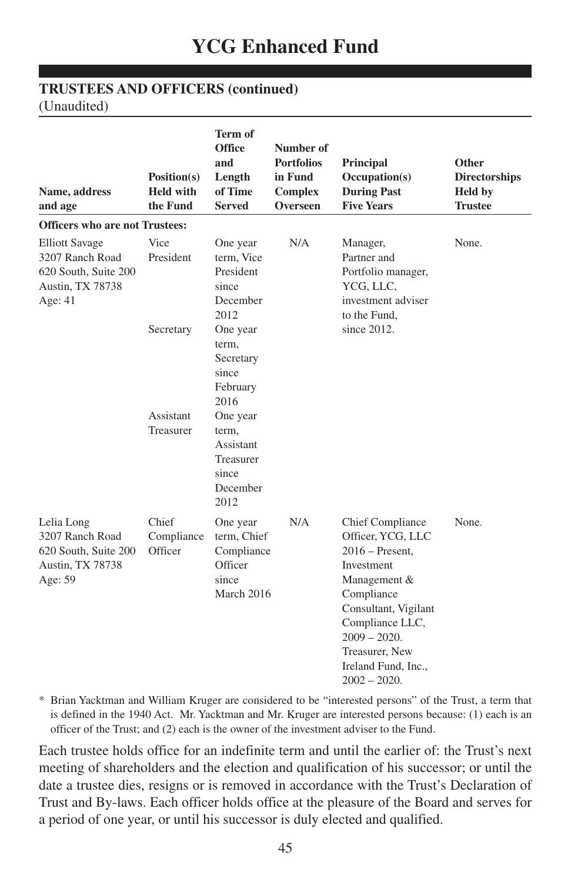# YCG Enhanced Fund

## TRUSTEES AND OFFICERS (continued)

(Unaudited)

| Name, address and age | Position(s) Held with the Fund | Term of Office and Length of Time Served | Number of Portfolios in Fund Complex Overseen | Principal Occupation(s) During Past Five Years | Other Directorships Held by Trustee |
|---|---|---|---|---|---|
| **Officers who are not Trustees:** | | | | | |
| Elliott Savage<br>3207 Ranch Road 620 South, Suite 200<br>Austin, TX 78738<br>Age: 41 | Vice President | One year term, Vice President since December 2012 | N/A | Manager, Partner and Portfolio manager, YCG, LLC, investment adviser to the Fund, since 2012. | None. |
| | Secretary | One year term, Secretary since February 2016 | | | |
| | Assistant Treasurer | One year term, Assistant Treasurer since December 2012 | | | |
| Lelia Long<br>3207 Ranch Road 620 South, Suite 200<br>Austin, TX 78738<br>Age: 59 | Chief Compliance Officer | One year term, Chief Compliance Officer since March 2016 | N/A | Chief Compliance Officer, YCG, LLC 2016 – Present, Investment Management & Compliance Consultant, Vigilant Compliance LLC, 2009 – 2020. Treasurer, New Ireland Fund, Inc., 2002 – 2020. | None. |

\* Brian Yacktman and William Kruger are considered to be "interested persons" of the Trust, a term that is defined in the 1940 Act. Mr. Yacktman and Mr. Kruger are interested persons because: (1) each is an officer of the Trust; and (2) each is the owner of the investment adviser to the Fund.

Each trustee holds office for an indefinite term and until the earlier of: the Trust's next meeting of shareholders and the election and qualification of his successor; or until the date a trustee dies, resigns or is removed in accordance with the Trust's Declaration of Trust and By-laws. Each officer holds office at the pleasure of the Board and serves for a period of one year, or until his successor is duly elected and qualified.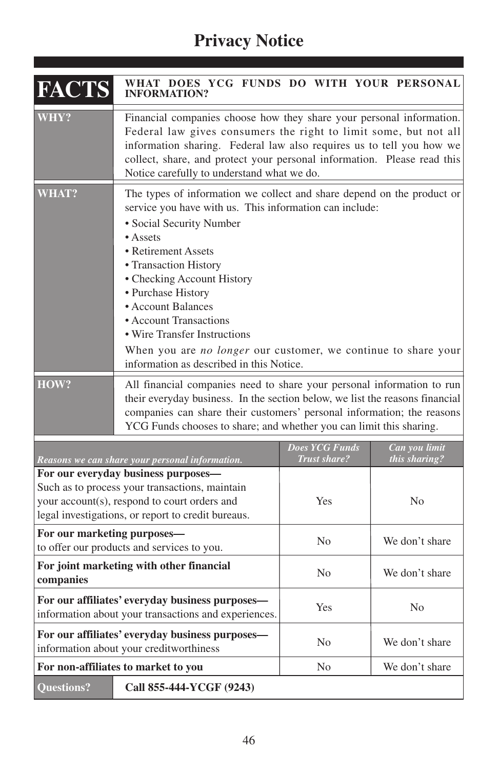# Privacy Notice

| FACTS | WHAT DOES YCG FUNDS DO WITH YOUR PERSONAL INFORMATION? |
|---|---|
| **WHY?** | Financial companies choose how they share your personal information. Federal law gives consumers the right to limit some, but not all information sharing. Federal law also requires us to tell you how we collect, share, and protect your personal information. Please read this Notice carefully to understand what we do. |
| **WHAT?** | The types of information we collect and share depend on the product or service you have with us. This information can include:<br>• Social Security Number<br>• Assets<br>• Retirement Assets<br>• Transaction History<br>• Checking Account History<br>• Purchase History<br>• Account Balances<br>• Account Transactions<br>• Wire Transfer Instructions<br>When you are *no longer* our customer, we continue to share your information as described in this Notice. |
| **HOW?** | All financial companies need to share your personal information to run their everyday business. In the section below, we list the reasons financial companies can share their customers' personal information; the reasons YCG Funds chooses to share; and whether you can limit this sharing. |

| *Reasons we can share your personal information.* | *Does YCG Funds Trust share?* | *Can you limit this sharing?* |
|---|---|---|
| **For our everyday business purposes—** Such as to process your transactions, maintain your account(s), respond to court orders and legal investigations, or report to credit bureaus. | Yes | No |
| **For our marketing purposes—** to offer our products and services to you. | No | We don't share |
| **For joint marketing with other financial companies** | No | We don't share |
| **For our affiliates' everyday business purposes—** information about your transactions and experiences. | Yes | No |
| **For our affiliates' everyday business purposes—** information about your creditworthiness | No | We don't share |
| **For non-affiliates to market to you** | No | We don't share |

| Questions? | **Call 855-444-YCGF (9243)** |
|---|---|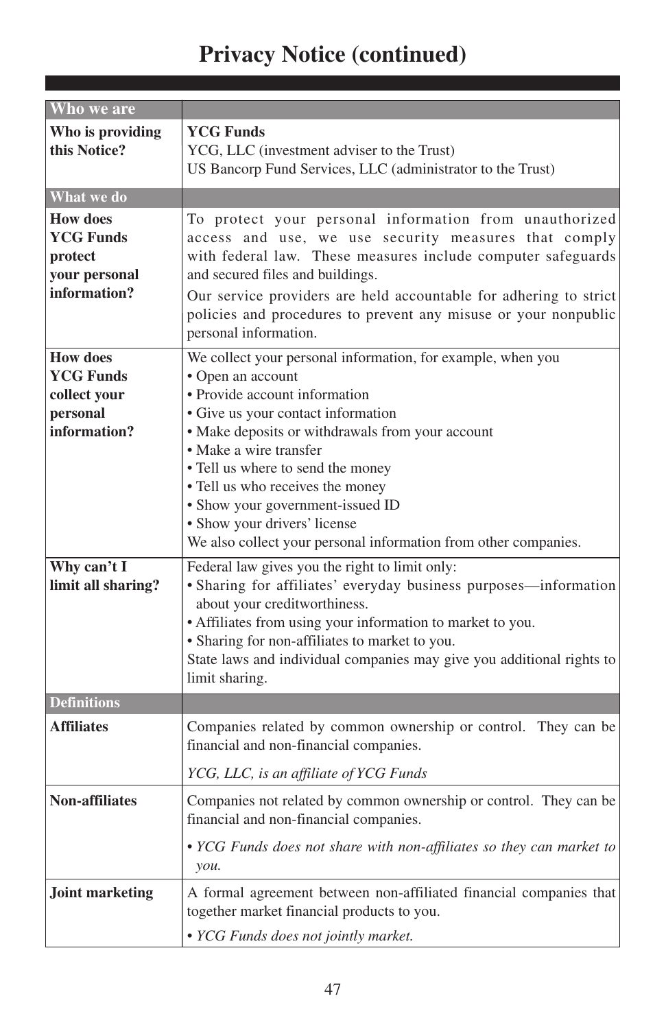# Privacy Notice (continued)

| Who we are | |
|---|---|
| **Who is providing this Notice?** | **YCG Funds**<br>YCG, LLC (investment adviser to the Trust)<br>US Bancorp Fund Services, LLC (administrator to the Trust) |
| **What we do** | |
| **How does YCG Funds protect your personal information?** | To protect your personal information from unauthorized access and use, we use security measures that comply with federal law. These measures include computer safeguards and secured files and buildings.<br>Our service providers are held accountable for adhering to strict policies and procedures to prevent any misuse or your nonpublic personal information. |
| **How does YCG Funds collect your personal information?** | We collect your personal information, for example, when you<br>• Open an account<br>• Provide account information<br>• Give us your contact information<br>• Make deposits or withdrawals from your account<br>• Make a wire transfer<br>• Tell us where to send the money<br>• Tell us who receives the money<br>• Show your government-issued ID<br>• Show your drivers' license<br>We also collect your personal information from other companies. |
| **Why can't I limit all sharing?** | Federal law gives you the right to limit only:<br>• Sharing for affiliates' everyday business purposes—information about your creditworthiness.<br>• Affiliates from using your information to market to you.<br>• Sharing for non-affiliates to market to you.<br>State laws and individual companies may give you additional rights to limit sharing. |
| **Definitions** | |
| **Affiliates** | Companies related by common ownership or control. They can be financial and non-financial companies.<br>*YCG, LLC, is an affiliate of YCG Funds* |
| **Non-affiliates** | Companies not related by common ownership or control. They can be financial and non-financial companies.<br>• *YCG Funds does not share with non-affiliates so they can market to you.* |
| **Joint marketing** | A formal agreement between non-affiliated financial companies that together market financial products to you.<br>• *YCG Funds does not jointly market.* |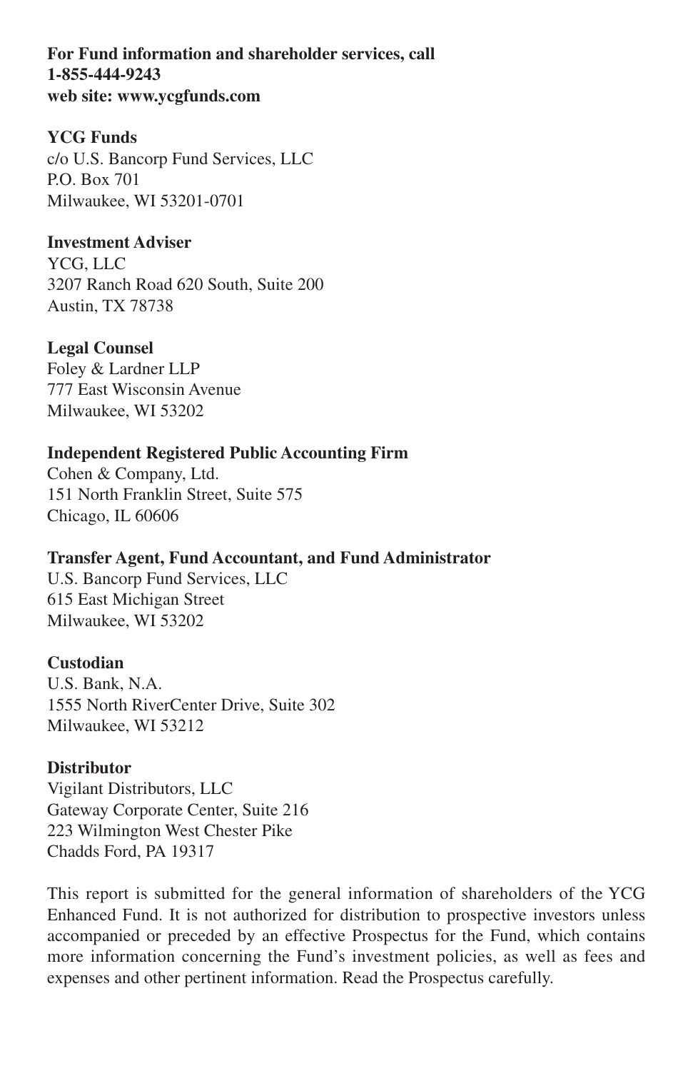**For Fund information and shareholder services, call**
**1-855-444-9243**
**web site: www.ycgfunds.com**

**YCG Funds**
c/o U.S. Bancorp Fund Services, LLC
P.O. Box 701
Milwaukee, WI 53201-0701

**Investment Adviser**
YCG, LLC
3207 Ranch Road 620 South, Suite 200
Austin, TX 78738

**Legal Counsel**
Foley & Lardner LLP
777 East Wisconsin Avenue
Milwaukee, WI 53202

**Independent Registered Public Accounting Firm**
Cohen & Company, Ltd.
151 North Franklin Street, Suite 575
Chicago, IL 60606

**Transfer Agent, Fund Accountant, and Fund Administrator**
U.S. Bancorp Fund Services, LLC
615 East Michigan Street
Milwaukee, WI 53202

**Custodian**
U.S. Bank, N.A.
1555 North RiverCenter Drive, Suite 302
Milwaukee, WI 53212

**Distributor**
Vigilant Distributors, LLC
Gateway Corporate Center, Suite 216
223 Wilmington West Chester Pike
Chadds Ford, PA 19317

This report is submitted for the general information of shareholders of the YCG Enhanced Fund. It is not authorized for distribution to prospective investors unless accompanied or preceded by an effective Prospectus for the Fund, which contains more information concerning the Fund's investment policies, as well as fees and expenses and other pertinent information. Read the Prospectus carefully.